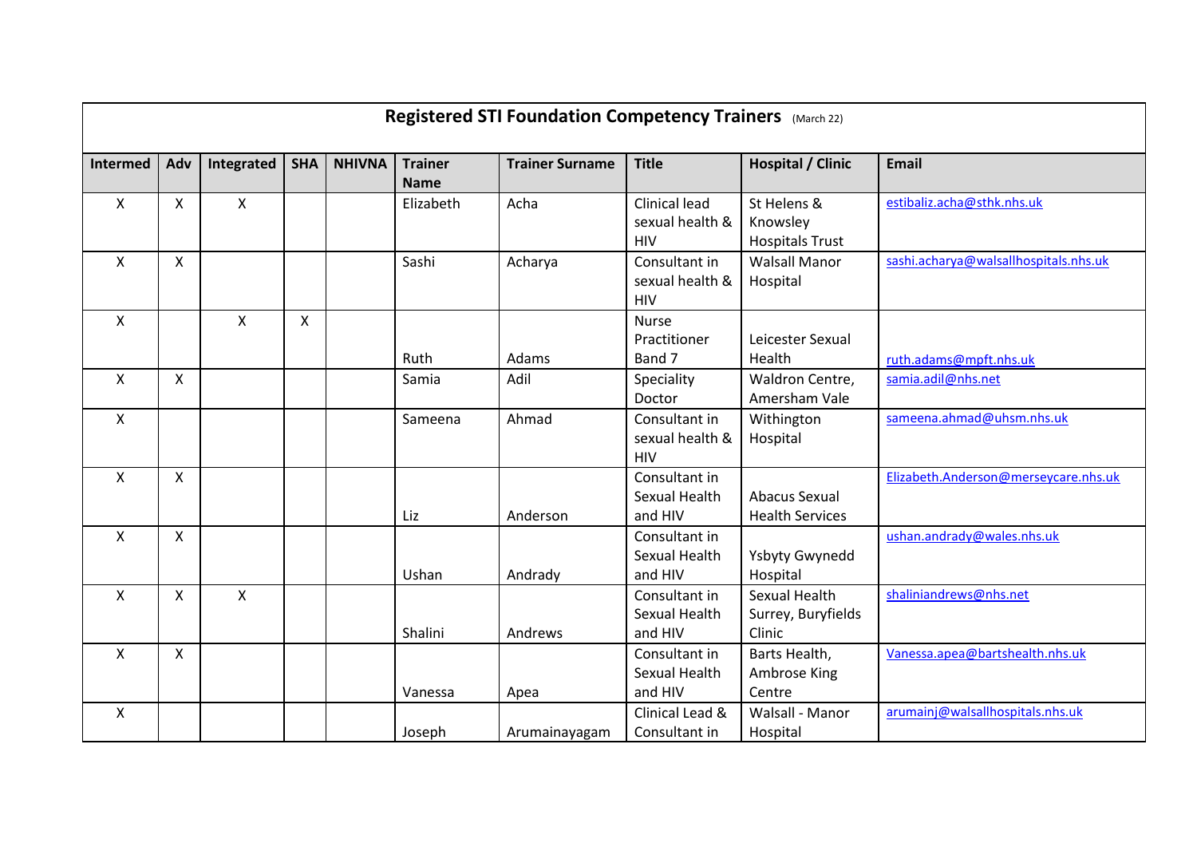| Registered STI Foundation Competency Trainers (March 22) | | | | | | | | | |
|---|---|---|---|---|---|---|---|---|---|
| **Intermed** | **Adv** | **Integrated** | **SHA** | **NHIVNA** | **Trainer Name** | **Trainer Surname** | **Title** | **Hospital / Clinic** | **Email** |
| X | X | X | | | Elizabeth | Acha | Clinical lead sexual health & HIV | St Helens & Knowsley Hospitals Trust | estibaliz.acha@sthk.nhs.uk |
| X | X | | | | Sashi | Acharya | Consultant in sexual health & HIV | Walsall Manor Hospital | sashi.acharya@walsallhospitals.nhs.uk |
| X | | X | X | | Ruth | Adams | Nurse Practitioner Band 7 | Leicester Sexual Health | ruth.adams@mpft.nhs.uk |
| X | X | | | | Samia | Adil | Speciality Doctor | Waldron Centre, Amersham Vale | samia.adil@nhs.net |
| X | | | | | Sameena | Ahmad | Consultant in sexual health & HIV | Withington Hospital | sameena.ahmad@uhsm.nhs.uk |
| X | X | | | | Liz | Anderson | Consultant in Sexual Health and HIV | Abacus Sexual Health Services | Elizabeth.Anderson@merseycare.nhs.uk |
| X | X | | | | Ushan | Andrady | Consultant in Sexual Health and HIV | Ysbyty Gwynedd Hospital | ushan.andrady@wales.nhs.uk |
| X | X | X | | | Shalini | Andrews | Consultant in Sexual Health and HIV | Sexual Health Surrey, Buryfields Clinic | shaliniandrews@nhs.net |
| X | X | | | | Vanessa | Apea | Consultant in Sexual Health and HIV | Barts Health, Ambrose King Centre | Vanessa.apea@bartshealth.nhs.uk |
| X | | | | | Joseph | Arumainayagam | Clinical Lead & Consultant in | Walsall - Manor Hospital | arumainj@walsallhospitals.nhs.uk |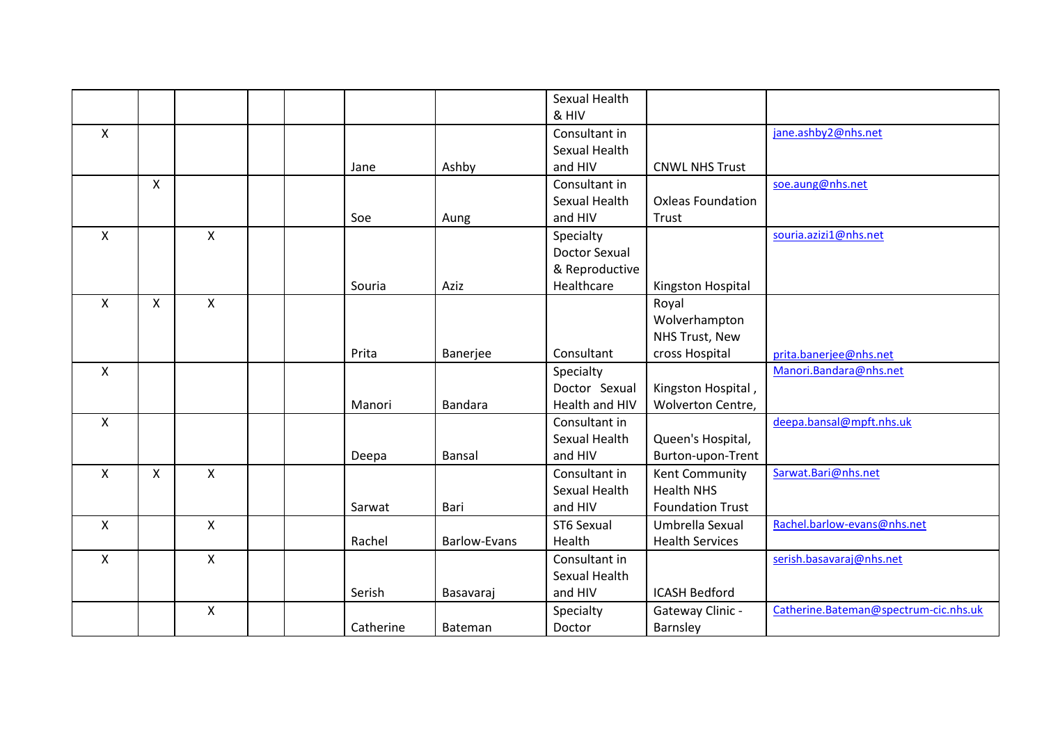| | | | | | | | | | |
|---|---|---|---|---|---|---|---|---|---|
| | | | | | | | Sexual Health & HIV | | |
| X | | | | | Jane | Ashby | Consultant in Sexual Health and HIV | CNWL NHS Trust | jane.ashby2@nhs.net |
| | X | | | | Soe | Aung | Consultant in Sexual Health and HIV | Oxleas Foundation Trust | soe.aung@nhs.net |
| X | | X | | | Souria | Aziz | Specialty Doctor Sexual & Reproductive Healthcare | Kingston Hospital | souria.azizi1@nhs.net |
| X | X | X | | | Prita | Banerjee | Consultant | Royal Wolverhampton NHS Trust, New cross Hospital | prita.banerjee@nhs.net |
| X | | | | | Manori | Bandara | Specialty Doctor Sexual Health and HIV | Kingston Hospital , Wolverton Centre, | Manori.Bandara@nhs.net |
| X | | | | | Deepa | Bansal | Consultant in Sexual Health and HIV | Queen's Hospital, Burton-upon-Trent | deepa.bansal@mpft.nhs.uk |
| X | X | X | | | Sarwat | Bari | Consultant in Sexual Health and HIV | Kent Community Health NHS Foundation Trust | Sarwat.Bari@nhs.net |
| X | | X | | | Rachel | Barlow-Evans | ST6 Sexual Health | Umbrella Sexual Health Services | Rachel.barlow-evans@nhs.net |
| X | | X | | | Serish | Basavaraj | Consultant in Sexual Health and HIV | ICASH Bedford | serish.basavaraj@nhs.net |
| | | X | | | Catherine | Bateman | Specialty Doctor | Gateway Clinic - Barnsley | Catherine.Bateman@spectrum-cic.nhs.uk |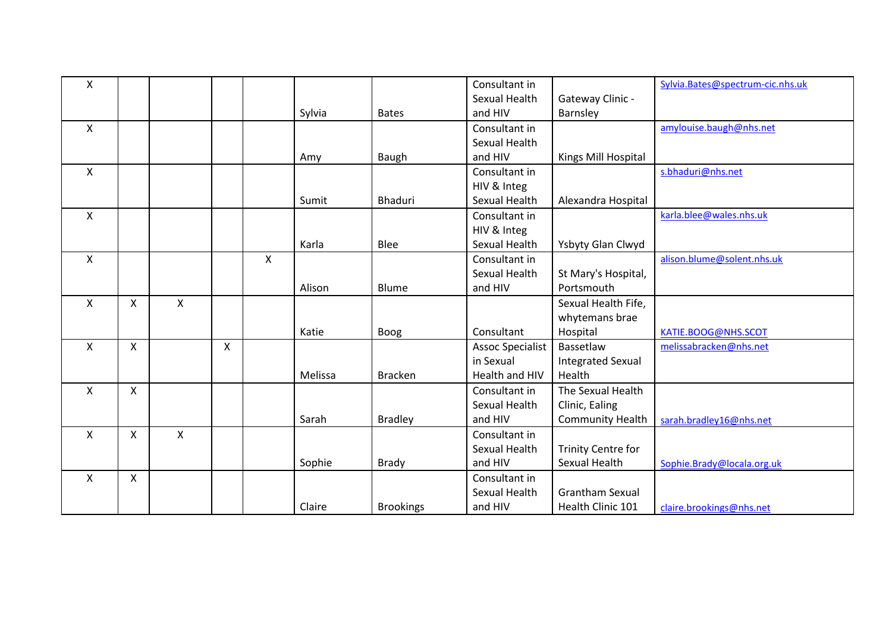| | | | | | | | | | | |
|---|---|---|---|---|---|---|---|---|---|---|
| X | | | | | Sylvia | Bates | Consultant in Sexual Health and HIV | Gateway Clinic - Barnsley | Sylvia.Bates@spectrum-cic.nhs.uk |
| X | | | | | Amy | Baugh | Consultant in Sexual Health and HIV | Kings Mill Hospital | amylouise.baugh@nhs.net |
| X | | | | | Sumit | Bhaduri | Consultant in HIV & Integ Sexual Health | Alexandra Hospital | s.bhaduri@nhs.net |
| X | | | | | Karla | Blee | Consultant in HIV & Integ Sexual Health | Ysbyty Glan Clwyd | karla.blee@wales.nhs.uk |
| X | | | | X | Alison | Blume | Consultant in Sexual Health and HIV | St Mary's Hospital, Portsmouth | alison.blume@solent.nhs.uk |
| X | X | X | | | Katie | Boog | Consultant | Sexual Health Fife, whytemans brae Hospital | KATIE.BOOG@NHS.SCOT |
| X | X | | X | | Melissa | Bracken | Assoc Specialist in Sexual Health and HIV | Bassetlaw Integrated Sexual Health | melissabracken@nhs.net |
| X | X | | | | Sarah | Bradley | Consultant in Sexual Health and HIV | The Sexual Health Clinic, Ealing Community Health | sarah.bradley16@nhs.net |
| X | X | X | | | Sophie | Brady | Consultant in Sexual Health and HIV | Trinity Centre for Sexual Health | Sophie.Brady@locala.org.uk |
| X | X | | | | Claire | Brookings | Consultant in Sexual Health and HIV | Grantham Sexual Health Clinic 101 | claire.brookings@nhs.net |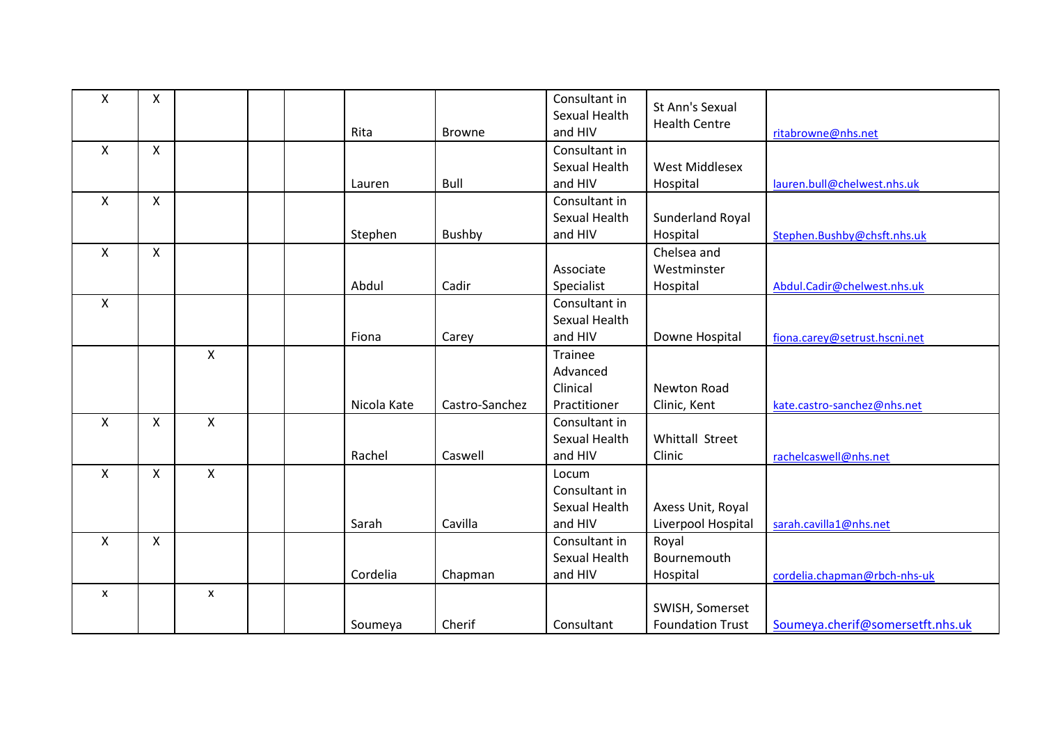| | | | | | | | | | |
|---|---|---|---|---|---|---|---|---|---|
| X | X | | | | Rita | Browne | Consultant in Sexual Health and HIV | St Ann's Sexual Health Centre | ritabrowne@nhs.net |
| X | X | | | | Lauren | Bull | Consultant in Sexual Health and HIV | West Middlesex Hospital | lauren.bull@chelwest.nhs.uk |
| X | X | | | | Stephen | Bushby | Consultant in Sexual Health and HIV | Sunderland Royal Hospital | Stephen.Bushby@chsft.nhs.uk |
| X | X | | | | Abdul | Cadir | Associate Specialist | Chelsea and Westminster Hospital | Abdul.Cadir@chelwest.nhs.uk |
| X | | | | | Fiona | Carey | Consultant in Sexual Health and HIV | Downe Hospital | fiona.carey@setrust.hscni.net |
| | | X | | | Nicola Kate | Castro-Sanchez | Trainee Advanced Clinical Practitioner | Newton Road Clinic, Kent | kate.castro-sanchez@nhs.net |
| X | X | X | | | Rachel | Caswell | Consultant in Sexual Health and HIV | Whittall Street Clinic | rachelcaswell@nhs.net |
| X | X | X | | | Sarah | Cavilla | Locum Consultant in Sexual Health and HIV | Axess Unit, Royal Liverpool Hospital | sarah.cavilla1@nhs.net |
| X | X | | | | Cordelia | Chapman | Consultant in Sexual Health and HIV | Royal Bournemouth Hospital | cordelia.chapman@rbch-nhs-uk |
| x | | x | | | Soumeya | Cherif | Consultant | SWISH, Somerset Foundation Trust | Soumeya.cherif@somersetft.nhs.uk |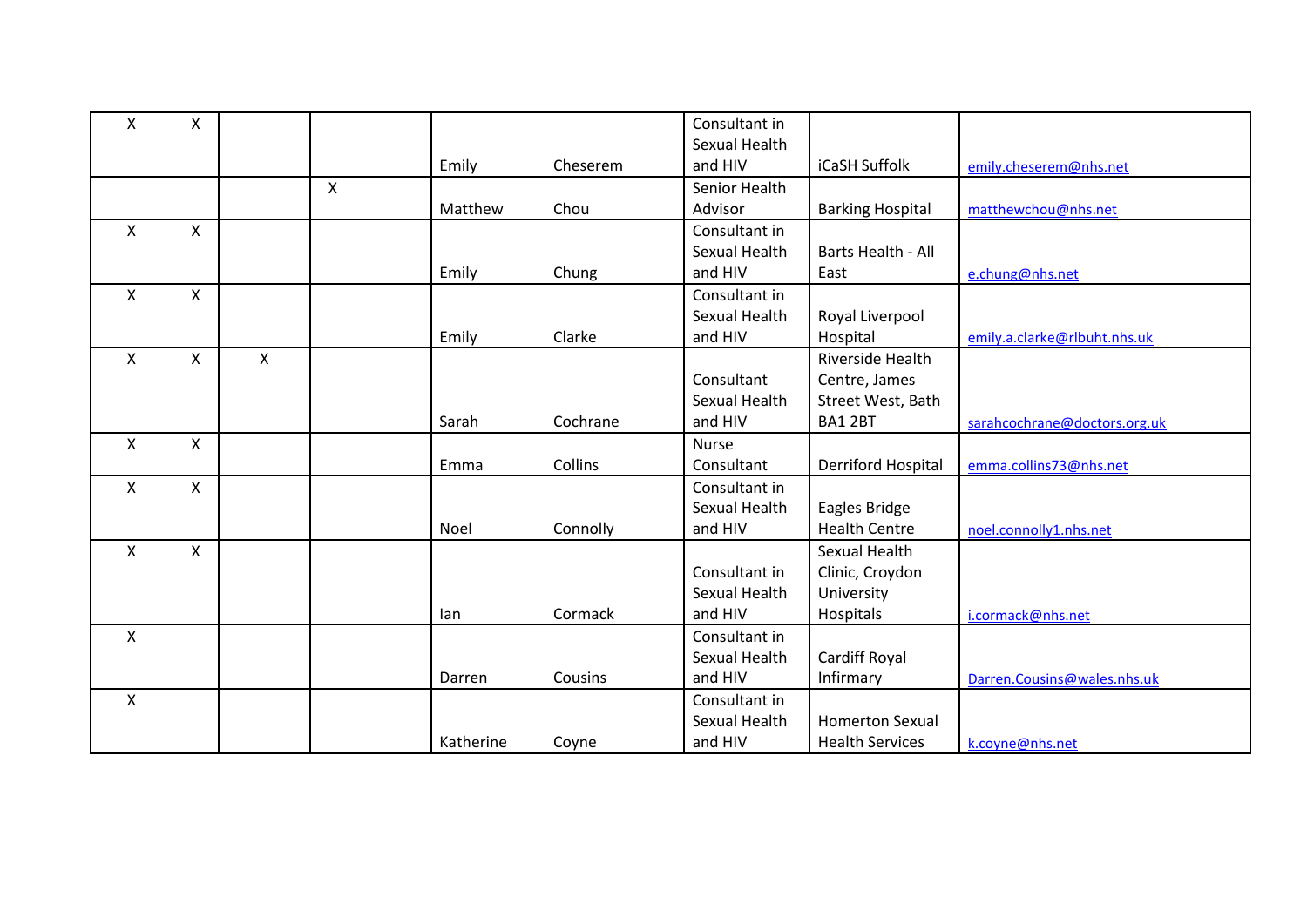| | | | | | | | | | |
|---|---|---|---|---|---|---|---|---|---|
| X | X | | | | Emily | Cheserem | Consultant in Sexual Health and HIV | iCaSH Suffolk | emily.cheserem@nhs.net |
| | | | X | | Matthew | Chou | Senior Health Advisor | Barking Hospital | matthewchou@nhs.net |
| X | X | | | | Emily | Chung | Consultant in Sexual Health and HIV | Barts Health - All East | e.chung@nhs.net |
| X | X | | | | Emily | Clarke | Consultant in Sexual Health and HIV | Royal Liverpool Hospital | emily.a.clarke@rlbuht.nhs.uk |
| X | X | X | | | Sarah | Cochrane | Consultant Sexual Health and HIV | Riverside Health Centre, James Street West, Bath BA1 2BT | sarahcochrane@doctors.org.uk |
| X | X | | | | Emma | Collins | Nurse Consultant | Derriford Hospital | emma.collins73@nhs.net |
| X | X | | | | Noel | Connolly | Consultant in Sexual Health and HIV | Eagles Bridge Health Centre | noel.connolly1.nhs.net |
| X | X | | | | Ian | Cormack | Consultant in Sexual Health and HIV | Sexual Health Clinic, Croydon University Hospitals | i.cormack@nhs.net |
| X | | | | | Darren | Cousins | Consultant in Sexual Health and HIV | Cardiff Royal Infirmary | Darren.Cousins@wales.nhs.uk |
| X | | | | | Katherine | Coyne | Consultant in Sexual Health and HIV | Homerton Sexual Health Services | k.coyne@nhs.net |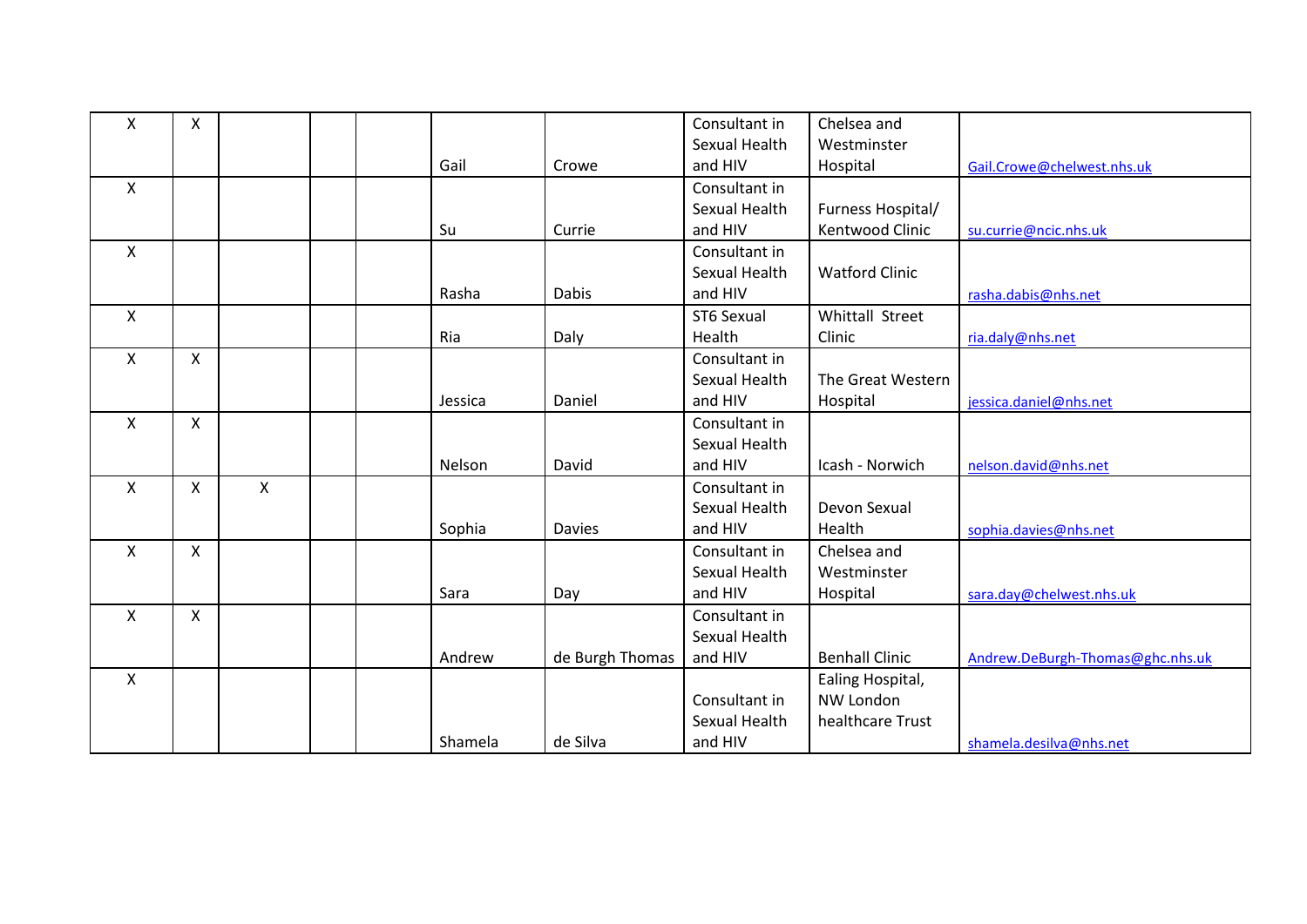| | | | | | | | | | |
|---|---|---|---|---|---|---|---|---|---|
| X | X | | | | Gail | Crowe | Consultant in Sexual Health and HIV | Chelsea and Westminster Hospital | Gail.Crowe@chelwest.nhs.uk |
| X | | | | | Su | Currie | Consultant in Sexual Health and HIV | Furness Hospital/ Kentwood Clinic | su.currie@ncic.nhs.uk |
| X | | | | | Rasha | Dabis | Consultant in Sexual Health and HIV | Watford Clinic | rasha.dabis@nhs.net |
| X | | | | | Ria | Daly | ST6 Sexual Health | Whittall Street Clinic | ria.daly@nhs.net |
| X | X | | | | Jessica | Daniel | Consultant in Sexual Health and HIV | The Great Western Hospital | jessica.daniel@nhs.net |
| X | X | | | | Nelson | David | Consultant in Sexual Health and HIV | Icash - Norwich | nelson.david@nhs.net |
| X | X | X | | | Sophia | Davies | Consultant in Sexual Health and HIV | Devon Sexual Health | sophia.davies@nhs.net |
| X | X | | | | Sara | Day | Consultant in Sexual Health and HIV | Chelsea and Westminster Hospital | sara.day@chelwest.nhs.uk |
| X | X | | | | Andrew | de Burgh Thomas | Consultant in Sexual Health and HIV | Benhall Clinic | Andrew.DeBurgh-Thomas@ghc.nhs.uk |
| X | | | | | Shamela | de Silva | Consultant in Sexual Health and HIV | Ealing Hospital, NW London healthcare Trust | shamela.desilva@nhs.net |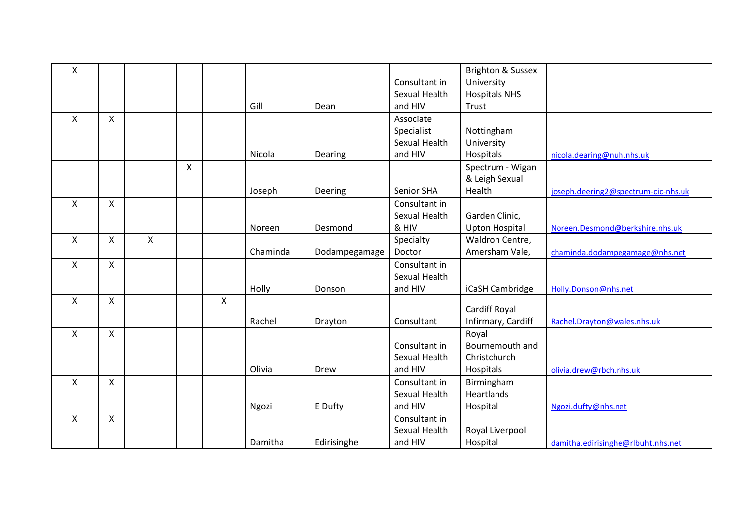| | | | | | | | | | |
|---|---|---|---|---|---|---|---|---|---|
| X | | | | | Gill | Dean | Consultant in Sexual Health and HIV | Brighton & Sussex University Hospitals NHS Trust | |
| X | X | | | | Nicola | Dearing | Associate Specialist Sexual Health and HIV | Nottingham University Hospitals | nicola.dearing@nuh.nhs.uk |
| | | | X | | Joseph | Deering | Senior SHA | Spectrum - Wigan & Leigh Sexual Health | joseph.deering2@spectrum-cic-nhs.uk |
| X | X | | | | Noreen | Desmond | Consultant in Sexual Health & HIV | Garden Clinic, Upton Hospital | Noreen.Desmond@berkshire.nhs.uk |
| X | X | X | | | Chaminda | Dodampegamage | Specialty Doctor | Waldron Centre, Amersham Vale, | chaminda.dodampegamage@nhs.net |
| X | X | | | | Holly | Donson | Consultant in Sexual Health and HIV | iCaSH Cambridge | Holly.Donson@nhs.net |
| X | X | | | X | Rachel | Drayton | Consultant | Cardiff Royal Infirmary, Cardiff | Rachel.Drayton@wales.nhs.uk |
| X | X | | | | Olivia | Drew | Consultant in Sexual Health and HIV | Royal Bournemouth and Christchurch Hospitals | olivia.drew@rbch.nhs.uk |
| X | X | | | | Ngozi | E Dufty | Consultant in Sexual Health and HIV | Birmingham Heartlands Hospital | Ngozi.dufty@nhs.net |
| X | X | | | | Damitha | Edirisinghe | Consultant in Sexual Health and HIV | Royal Liverpool Hospital | damitha.edirisinghe@rlbuht.nhs.net |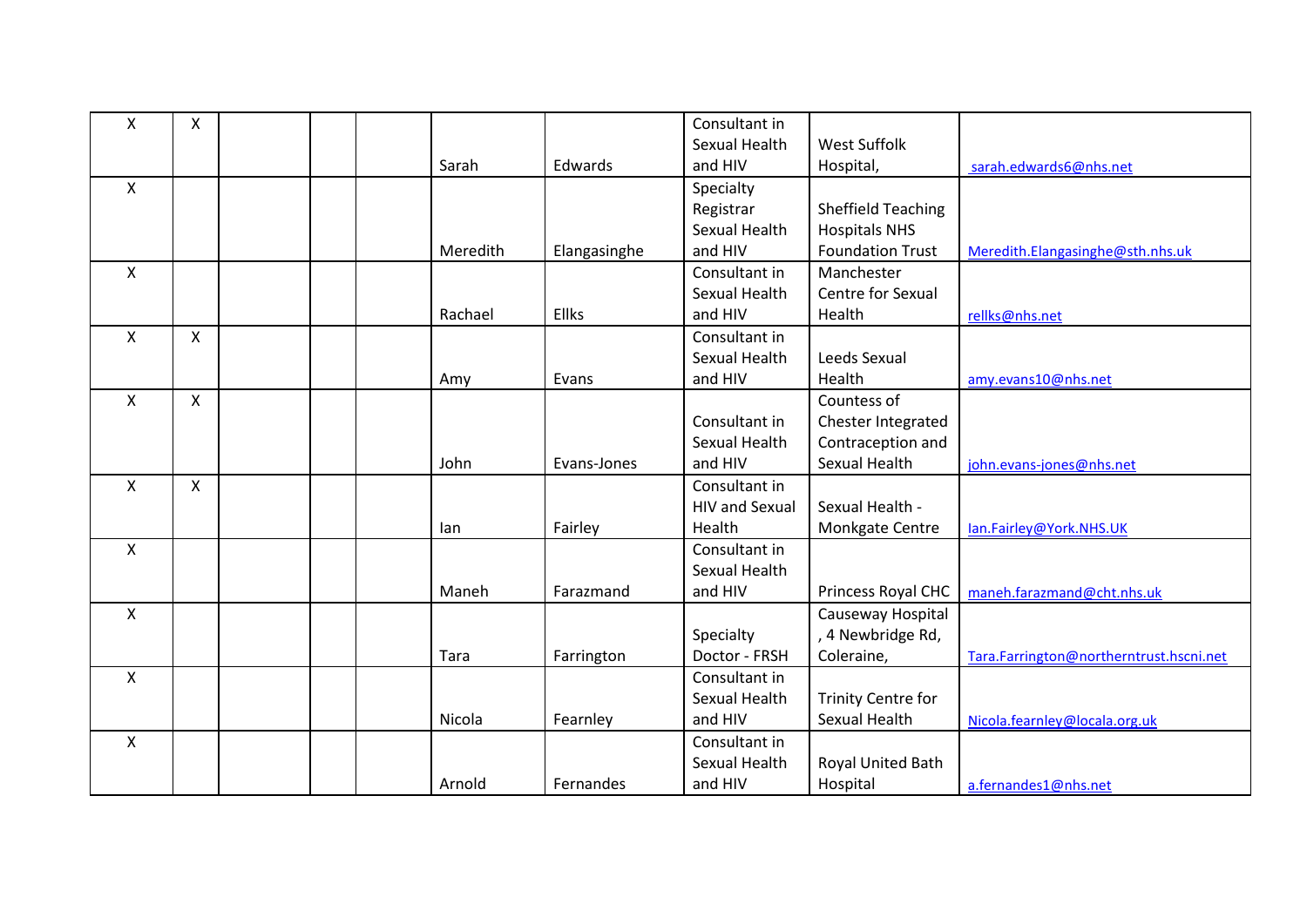| | | | | | | | | | |
|---|---|---|---|---|---|---|---|---|---|
| X | X | | | | Sarah | Edwards | Consultant in Sexual Health and HIV | West Suffolk Hospital, | sarah.edwards6@nhs.net |
| X | | | | | Meredith | Elangasinghe | Specialty Registrar Sexual Health and HIV | Sheffield Teaching Hospitals NHS Foundation Trust | Meredith.Elangasinghe@sth.nhs.uk |
| X | | | | | Rachael | Ellks | Consultant in Sexual Health and HIV | Manchester Centre for Sexual Health | rellks@nhs.net |
| X | X | | | | Amy | Evans | Consultant in Sexual Health and HIV | Leeds Sexual Health | amy.evans10@nhs.net |
| X | X | | | | John | Evans-Jones | Consultant in Sexual Health and HIV | Countess of Chester Integrated Contraception and Sexual Health | john.evans-jones@nhs.net |
| X | X | | | | Ian | Fairley | Consultant in HIV and Sexual Health | Sexual Health - Monkgate Centre | Ian.Fairley@York.NHS.UK |
| X | | | | | Maneh | Farazmand | Consultant in Sexual Health and HIV | Princess Royal CHC | maneh.farazmand@cht.nhs.uk |
| X | | | | | Tara | Farrington | Specialty Doctor - FRSH | Causeway Hospital , 4 Newbridge Rd, Coleraine, | Tara.Farrington@northerntrust.hscni.net |
| X | | | | | Nicola | Fearnley | Consultant in Sexual Health and HIV | Trinity Centre for Sexual Health | Nicola.fearnley@locala.org.uk |
| X | | | | | Arnold | Fernandes | Consultant in Sexual Health and HIV | Royal United Bath Hospital | a.fernandes1@nhs.net |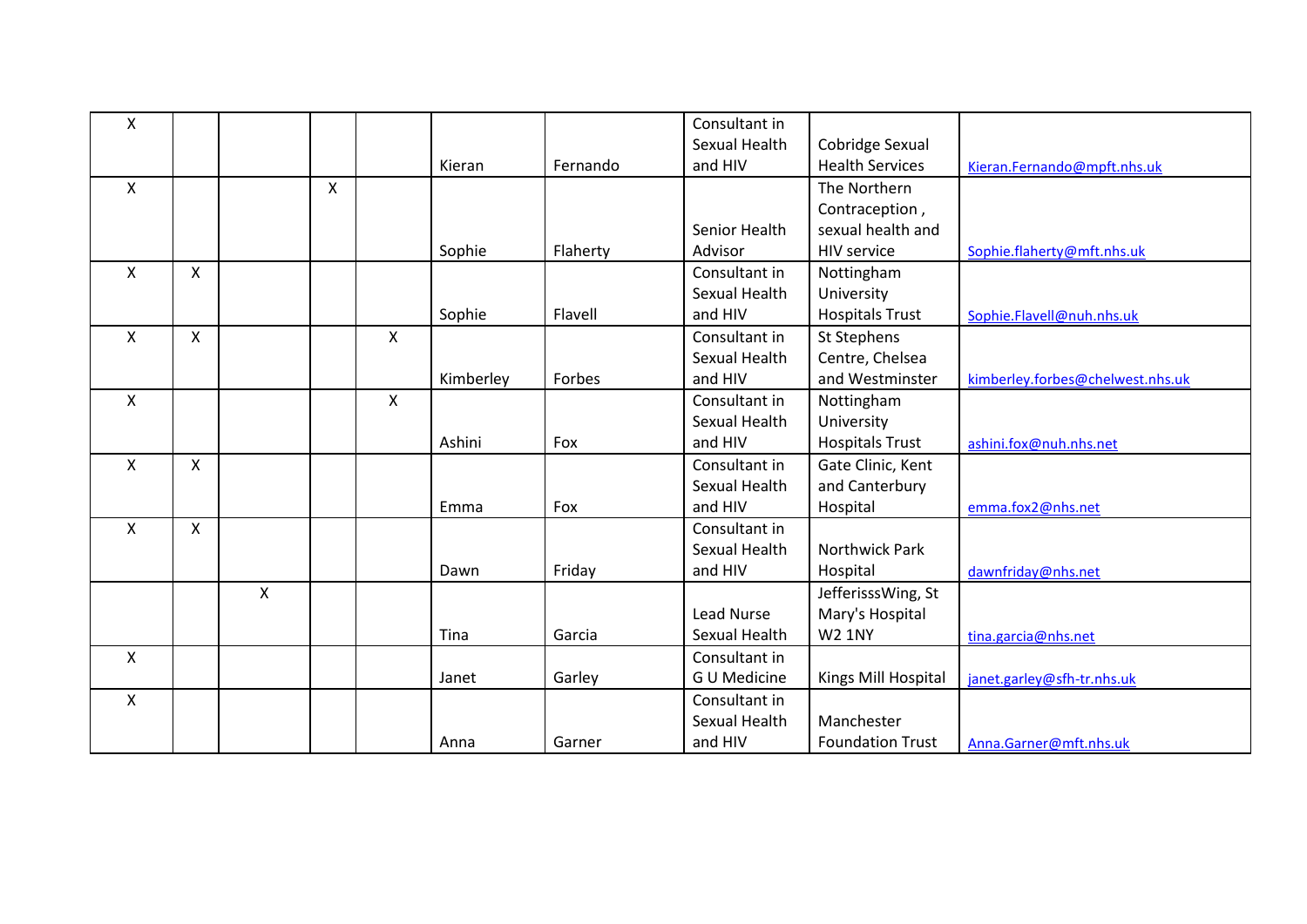| | | | | | | | | | |
|---|---|---|---|---|---|---|---|---|---|
| X | | | | | Kieran | Fernando | Consultant in Sexual Health and HIV | Cobridge Sexual Health Services | Kieran.Fernando@mpft.nhs.uk |
| X | | | X | | Sophie | Flaherty | Senior Health Advisor | The Northern Contraception , sexual health and HIV service | Sophie.flaherty@mft.nhs.uk |
| X | X | | | | Sophie | Flavell | Consultant in Sexual Health and HIV | Nottingham University Hospitals Trust | Sophie.Flavell@nuh.nhs.uk |
| X | X | | | X | Kimberley | Forbes | Consultant in Sexual Health and HIV | St Stephens Centre, Chelsea and Westminster | kimberley.forbes@chelwest.nhs.uk |
| X | | | | X | Ashini | Fox | Consultant in Sexual Health and HIV | Nottingham University Hospitals Trust | ashini.fox@nuh.nhs.net |
| X | X | | | | Emma | Fox | Consultant in Sexual Health and HIV | Gate Clinic, Kent and Canterbury Hospital | emma.fox2@nhs.net |
| X | X | | | | Dawn | Friday | Consultant in Sexual Health and HIV | Northwick Park Hospital | dawnfriday@nhs.net |
| | | X | | | Tina | Garcia | Lead Nurse Sexual Health | JefferisssWing, St Mary's Hospital W2 1NY | tina.garcia@nhs.net |
| X | | | | | Janet | Garley | Consultant in G U Medicine | Kings Mill Hospital | janet.garley@sfh-tr.nhs.uk |
| X | | | | | Anna | Garner | Consultant in Sexual Health and HIV | Manchester Foundation Trust | Anna.Garner@mft.nhs.uk |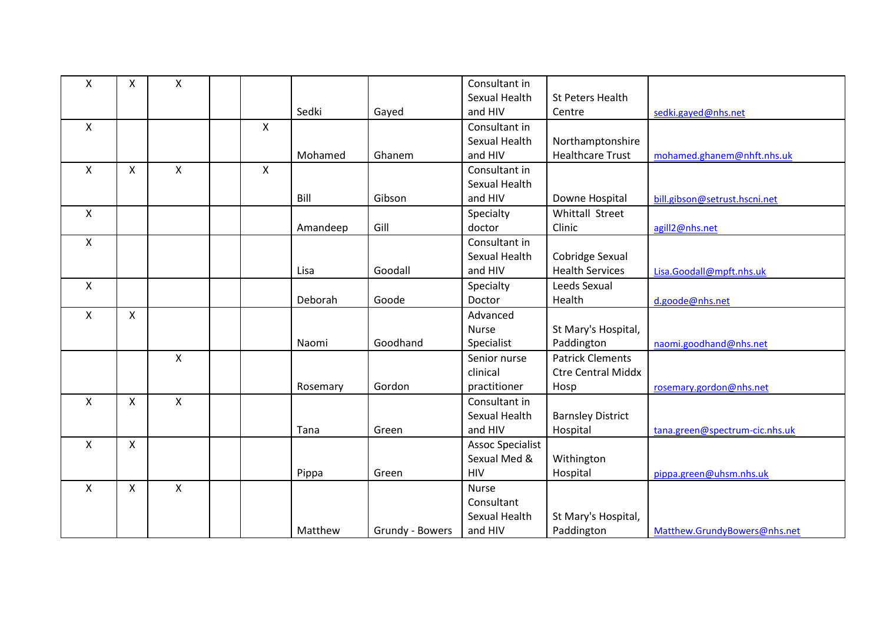| | | | | | | | | | |
|---|---|---|---|---|---|---|---|---|---|
| X | X | X | | | Sedki | Gayed | Consultant in Sexual Health and HIV | St Peters Health Centre | sedki.gayed@nhs.net |
| X | | | | X | Mohamed | Ghanem | Consultant in Sexual Health and HIV | Northamptonshire Healthcare Trust | mohamed.ghanem@nhft.nhs.uk |
| X | X | X | | X | Bill | Gibson | Consultant in Sexual Health and HIV | Downe Hospital | bill.gibson@setrust.hscni.net |
| X | | | | | Amandeep | Gill | Specialty doctor | Whittall Street Clinic | agill2@nhs.net |
| X | | | | | Lisa | Goodall | Consultant in Sexual Health and HIV | Cobridge Sexual Health Services | Lisa.Goodall@mpft.nhs.uk |
| X | | | | | Deborah | Goode | Specialty Doctor | Leeds Sexual Health | d.goode@nhs.net |
| X | X | | | | Naomi | Goodhand | Advanced Nurse Specialist | St Mary's Hospital, Paddington | naomi.goodhand@nhs.net |
| | | X | | | Rosemary | Gordon | Senior nurse clinical practitioner | Patrick Clements Ctre Central Middx Hosp | rosemary.gordon@nhs.net |
| X | X | X | | | Tana | Green | Consultant in Sexual Health and HIV | Barnsley District Hospital | tana.green@spectrum-cic.nhs.uk |
| X | X | | | | Pippa | Green | Assoc Specialist Sexual Med & HIV | Withington Hospital | pippa.green@uhsm.nhs.uk |
| X | X | X | | | Matthew | Grundy - Bowers | Nurse Consultant Sexual Health and HIV | St Mary's Hospital, Paddington | Matthew.GrundyBowers@nhs.net |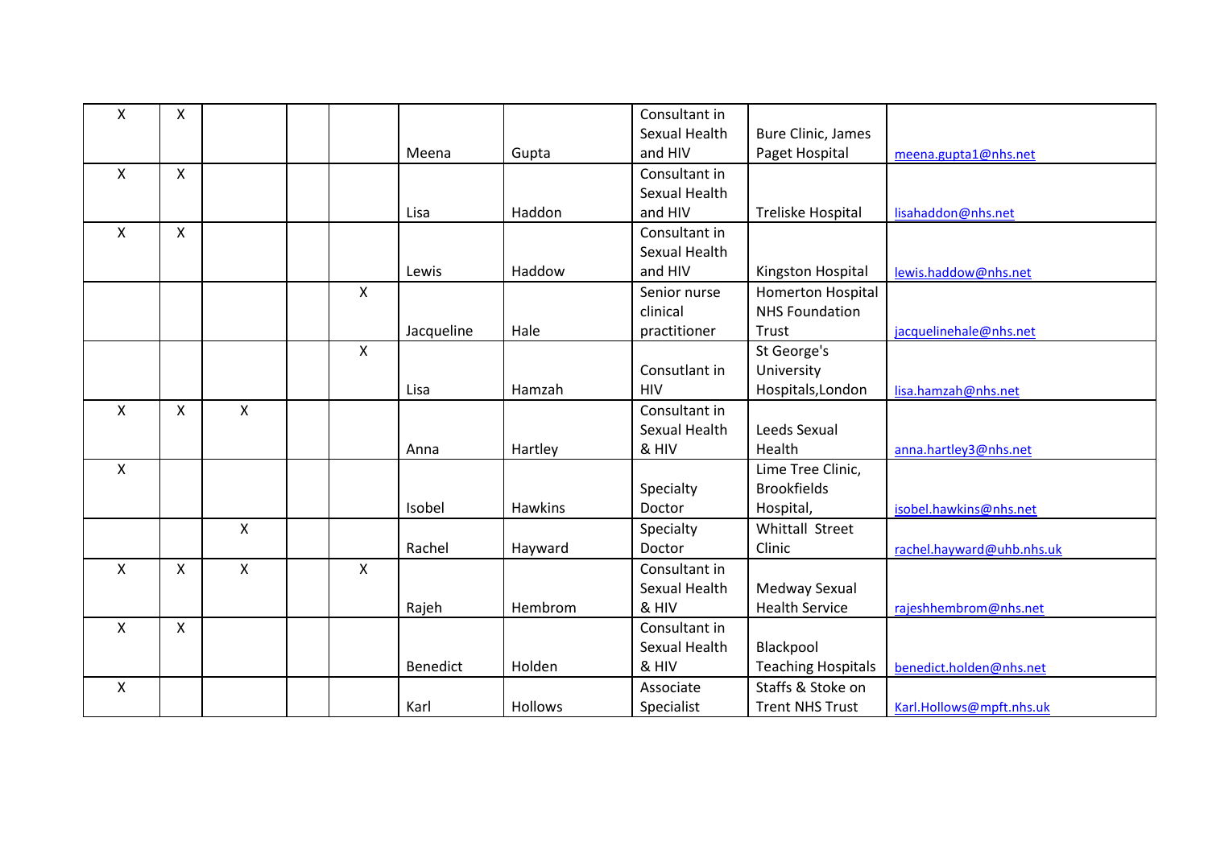| | | | | | | | | | |
|---|---|---|---|---|---|---|---|---|---|
| X | X | | | | Meena | Gupta | Consultant in Sexual Health and HIV | Bure Clinic, James Paget Hospital | meena.gupta1@nhs.net |
| X | X | | | | Lisa | Haddon | Consultant in Sexual Health and HIV | Treliske Hospital | lisahaddon@nhs.net |
| X | X | | | | Lewis | Haddow | Consultant in Sexual Health and HIV | Kingston Hospital | lewis.haddow@nhs.net |
| | | | | X | Jacqueline | Hale | Senior nurse clinical practitioner | Homerton Hospital NHS Foundation Trust | jacquelinehale@nhs.net |
| | | | | X | Lisa | Hamzah | Consutlant in HIV | St George's University Hospitals,London | lisa.hamzah@nhs.net |
| X | X | X | | | Anna | Hartley | Consultant in Sexual Health & HIV | Leeds Sexual Health | anna.hartley3@nhs.net |
| X | | | | | Isobel | Hawkins | Specialty Doctor | Lime Tree Clinic, Brookfields Hospital, | isobel.hawkins@nhs.net |
| | | X | | | Rachel | Hayward | Specialty Doctor | Whittall Street Clinic | rachel.hayward@uhb.nhs.uk |
| X | X | X | | X | Rajeh | Hembrom | Consultant in Sexual Health & HIV | Medway Sexual Health Service | rajeshhembrom@nhs.net |
| X | X | | | | Benedict | Holden | Consultant in Sexual Health & HIV | Blackpool Teaching Hospitals | benedict.holden@nhs.net |
| X | | | | | Karl | Hollows | Associate Specialist | Staffs & Stoke on Trent NHS Trust | Karl.Hollows@mpft.nhs.uk |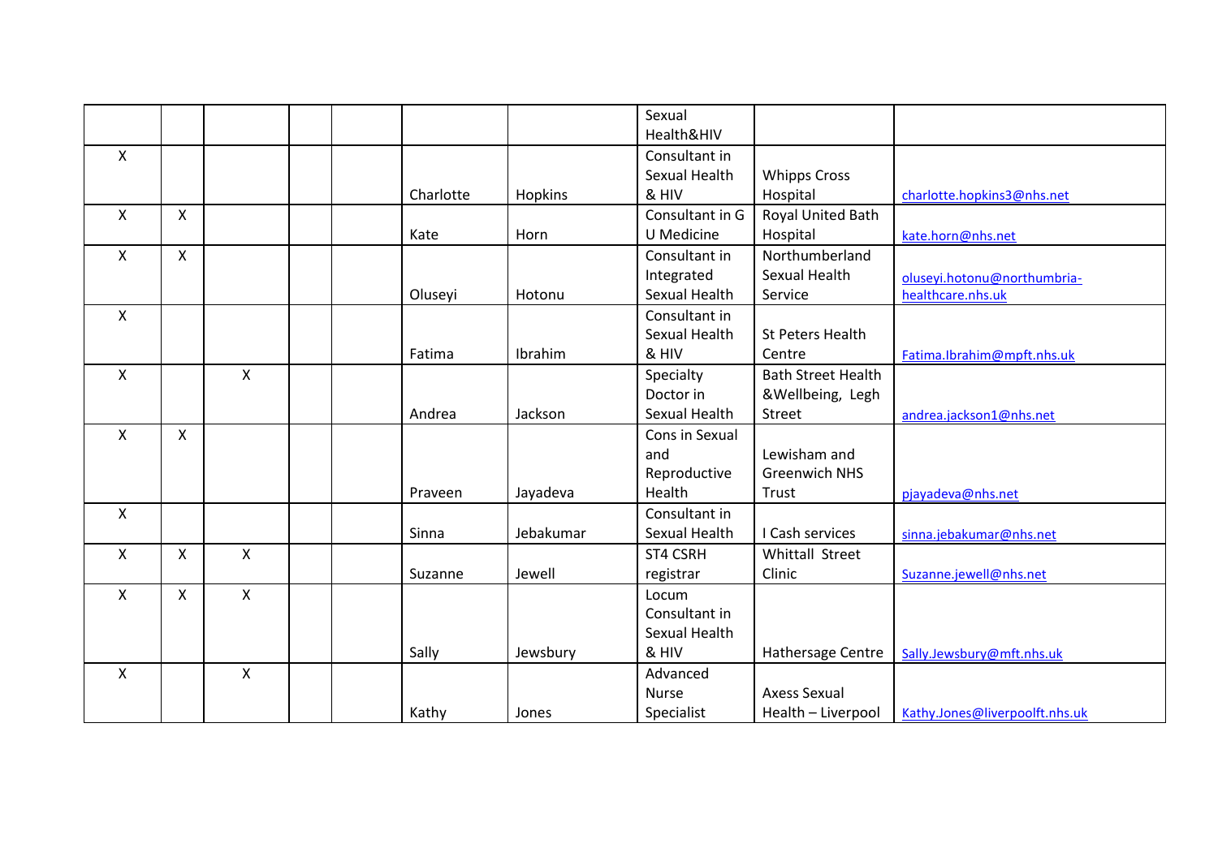| | | | | | | | Sexual Health&HIV | | |
|---|---|---|---|---|---|---|---|---|---|
| X | | | | | Charlotte | Hopkins | Consultant in Sexual Health & HIV | Whipps Cross Hospital | charlotte.hopkins3@nhs.net |
| X | X | | | | Kate | Horn | Consultant in G U Medicine | Royal United Bath Hospital | kate.horn@nhs.net |
| X | X | | | | Oluseyi | Hotonu | Consultant in Integrated Sexual Health | Northumberland Sexual Health Service | oluseyi.hotonu@northumbria-healthcare.nhs.uk |
| X | | | | | Fatima | Ibrahim | Consultant in Sexual Health & HIV | St Peters Health Centre | Fatima.Ibrahim@mpft.nhs.uk |
| X | | X | | | Andrea | Jackson | Specialty Doctor in Sexual Health | Bath Street Health &Wellbeing, Legh Street | andrea.jackson1@nhs.net |
| X | X | | | | Praveen | Jayadeva | Cons in Sexual and Reproductive Health | Lewisham and Greenwich NHS Trust | pjayadeva@nhs.net |
| X | | | | | Sinna | Jebakumar | Consultant in Sexual Health | I Cash services | sinna.jebakumar@nhs.net |
| X | X | X | | | Suzanne | Jewell | ST4 CSRH registrar | Whittall Street Clinic | Suzanne.jewell@nhs.net |
| X | X | X | | | Sally | Jewsbury | Locum Consultant in Sexual Health & HIV | Hathersage Centre | Sally.Jewsbury@mft.nhs.uk |
| X | | X | | | Kathy | Jones | Advanced Nurse Specialist | Axess Sexual Health – Liverpool | Kathy.Jones@liverpoolft.nhs.uk |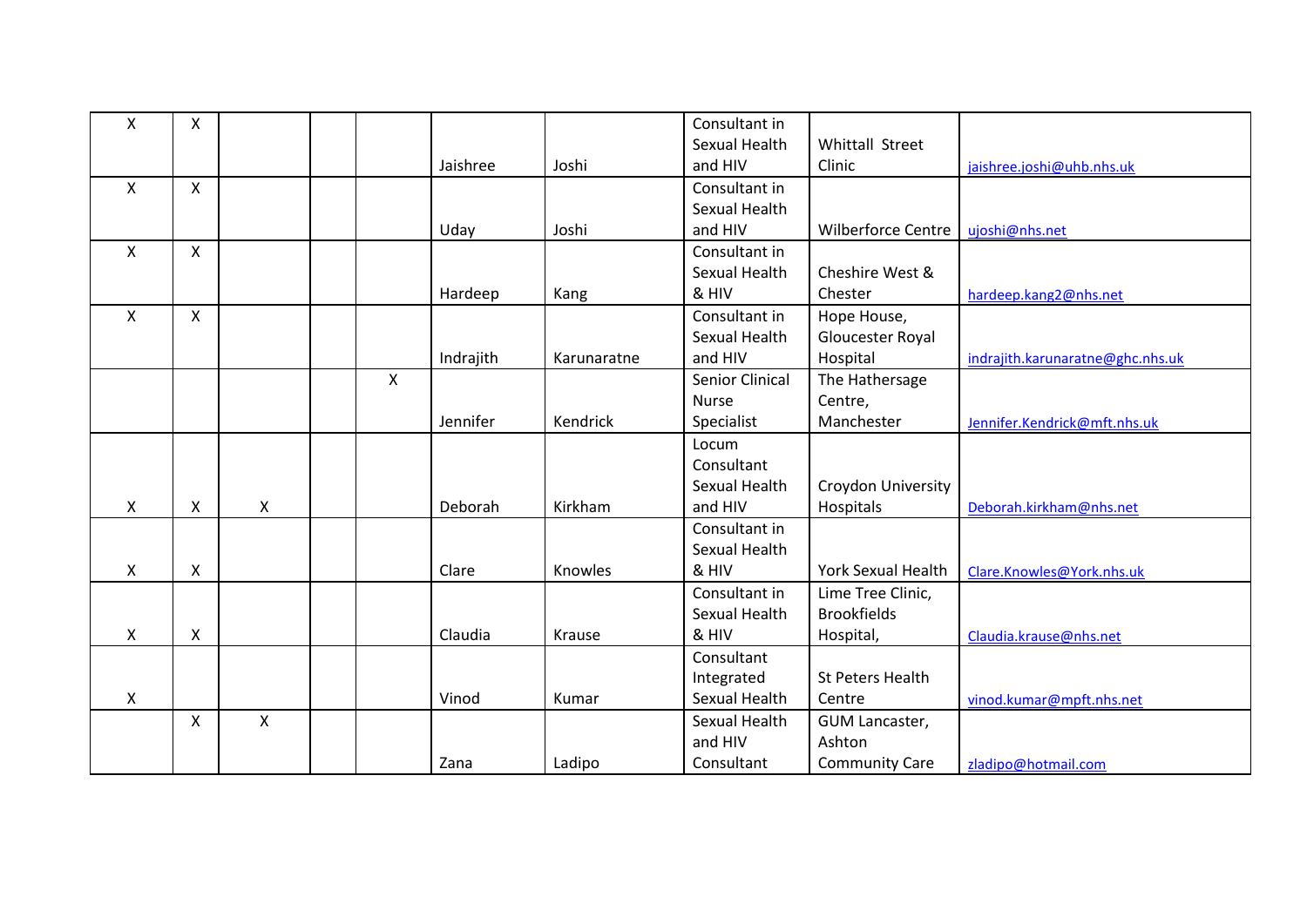| | | | | | | | | | |
|---|---|---|---|---|---|---|---|---|---|
| X | X | | | | Jaishree | Joshi | Consultant in Sexual Health and HIV | Whittall Street Clinic | jaishree.joshi@uhb.nhs.uk |
| X | X | | | | Uday | Joshi | Consultant in Sexual Health and HIV | Wilberforce Centre | ujoshi@nhs.net |
| X | X | | | | Hardeep | Kang | Consultant in Sexual Health & HIV | Cheshire West & Chester | hardeep.kang2@nhs.net |
| X | X | | | | Indrajith | Karunaratne | Consultant in Sexual Health and HIV | Hope House, Gloucester Royal Hospital | indrajith.karunaratne@ghc.nhs.uk |
| | | | | X | Jennifer | Kendrick | Senior Clinical Nurse Specialist | The Hathersage Centre, Manchester | Jennifer.Kendrick@mft.nhs.uk |
| X | X | X | | | Deborah | Kirkham | Locum Consultant Sexual Health and HIV | Croydon University Hospitals | Deborah.kirkham@nhs.net |
| X | X | | | | Clare | Knowles | Consultant in Sexual Health & HIV | York Sexual Health | Clare.Knowles@York.nhs.uk |
| X | X | | | | Claudia | Krause | Consultant in Sexual Health & HIV | Lime Tree Clinic, Brookfields Hospital, | Claudia.krause@nhs.net |
| X | | | | | Vinod | Kumar | Consultant Integrated Sexual Health | St Peters Health Centre | vinod.kumar@mpft.nhs.net |
| | X | X | | | Zana | Ladipo | Sexual Health and HIV Consultant | GUM Lancaster, Ashton Community Care | zladipo@hotmail.com |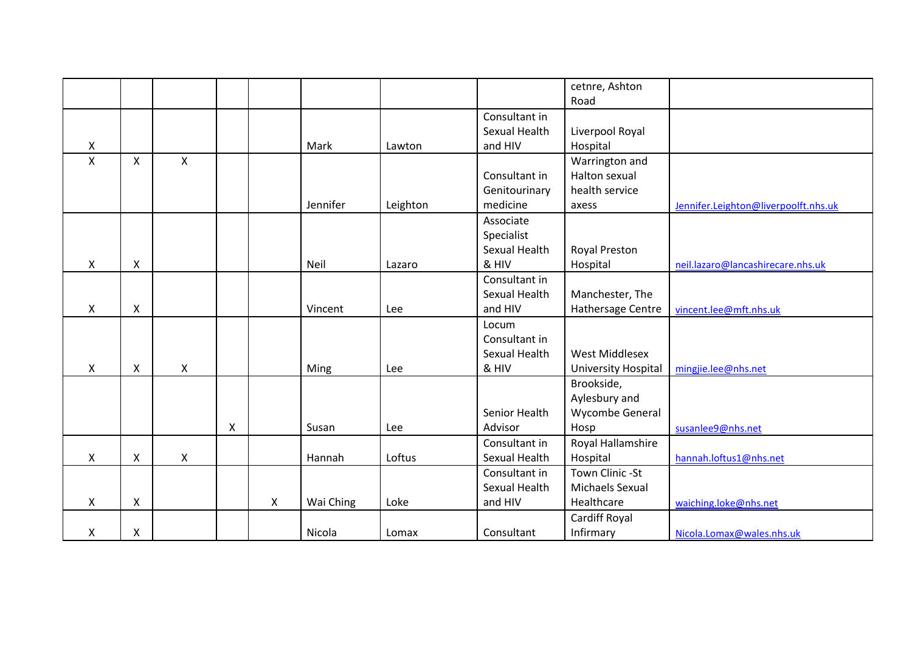| | | | | | | | | | |
|---|---|---|---|---|---|---|---|---|---|
| | | | | | | | | cetnre, Ashton Road | |
| X | | | | | Mark | Lawton | Consultant in Sexual Health and HIV | Liverpool Royal Hospital | |
| X | X | X | | | Jennifer | Leighton | Consultant in Genitourinary medicine | Warrington and Halton sexual health service axess | Jennifer.Leighton@liverpoolft.nhs.uk |
| X | X | | | | Neil | Lazaro | Associate Specialist Sexual Health & HIV | Royal Preston Hospital | neil.lazaro@lancashirecare.nhs.uk |
| X | X | | | | Vincent | Lee | Consultant in Sexual Health and HIV | Manchester, The Hathersage Centre | vincent.lee@mft.nhs.uk |
| X | X | X | | | Ming | Lee | Locum Consultant in Sexual Health & HIV | West Middlesex University Hospital | mingjie.lee@nhs.net |
| | | | X | | Susan | Lee | Senior Health Advisor | Brookside, Aylesbury and Wycombe General Hosp | susanlee9@nhs.net |
| X | X | X | | | Hannah | Loftus | Consultant in Sexual Health | Royal Hallamshire Hospital | hannah.loftus1@nhs.net |
| X | X | | | X | Wai Ching | Loke | Consultant in Sexual Health and HIV | Town Clinic -St Michaels Sexual Healthcare | waiching.loke@nhs.net |
| X | X | | | | Nicola | Lomax | Consultant | Cardiff Royal Infirmary | Nicola.Lomax@wales.nhs.uk |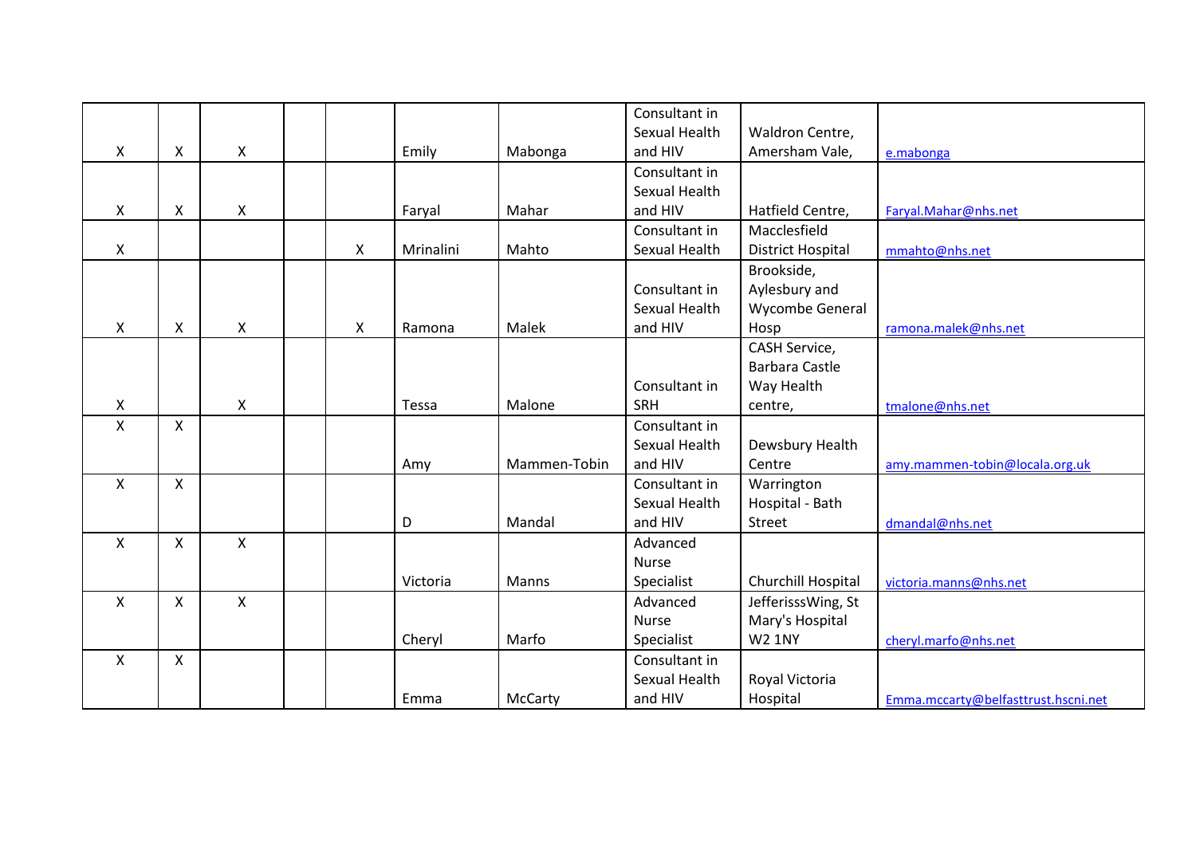| | | | | | | | | | |
|---|---|---|---|---|---|---|---|---|---|
| X | X | X | | | Emily | Mabonga | Consultant in Sexual Health and HIV | Waldron Centre, Amersham Vale, | e.mabonga |
| X | X | X | | | Faryal | Mahar | Consultant in Sexual Health and HIV | Hatfield Centre, | Faryal.Mahar@nhs.net |
| X | | | | X | Mrinalini | Mahto | Consultant in Sexual Health | Macclesfield District Hospital | mmahto@nhs.net |
| X | X | X | | X | Ramona | Malek | Consultant in Sexual Health and HIV | Brookside, Aylesbury and Wycombe General Hosp | ramona.malek@nhs.net |
| X | | X | | | Tessa | Malone | Consultant in SRH | CASH Service, Barbara Castle Way Health centre, | tmalone@nhs.net |
| X | X | | | | Amy | Mammen-Tobin | Consultant in Sexual Health and HIV | Dewsbury Health Centre | amy.mammen-tobin@locala.org.uk |
| X | X | | | | D | Mandal | Consultant in Sexual Health and HIV | Warrington Hospital - Bath Street | dmandal@nhs.net |
| X | X | X | | | Victoria | Manns | Advanced Nurse Specialist | Churchill Hospital | victoria.manns@nhs.net |
| X | X | X | | | Cheryl | Marfo | Advanced Nurse Specialist | JefferisssWing, St Mary's Hospital W2 1NY | cheryl.marfo@nhs.net |
| X | X | | | | Emma | McCarty | Consultant in Sexual Health and HIV | Royal Victoria Hospital | Emma.mccarty@belfasttrust.hscni.net |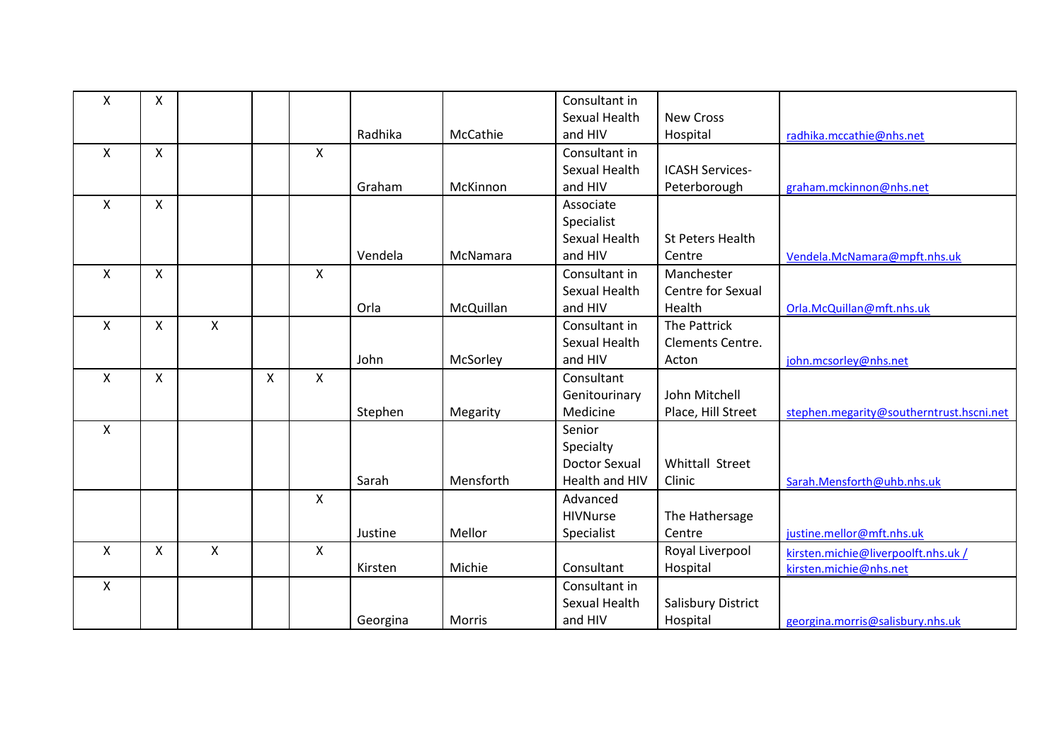| | | | | | | | | | |
|---|---|---|---|---|---|---|---|---|---|
| X | X | | | | Radhika | McCathie | Consultant in Sexual Health and HIV | New Cross Hospital | radhika.mccathie@nhs.net |
| X | X | | | X | Graham | McKinnon | Consultant in Sexual Health and HIV | ICASH Services- Peterborough | graham.mckinnon@nhs.net |
| X | X | | | | Vendela | McNamara | Associate Specialist Sexual Health and HIV | St Peters Health Centre | Vendela.McNamara@mpft.nhs.uk |
| X | X | | | X | Orla | McQuillan | Consultant in Sexual Health and HIV | Manchester Centre for Sexual Health | Orla.McQuillan@mft.nhs.uk |
| X | X | X | | | John | McSorley | Consultant in Sexual Health and HIV | The Pattrick Clements Centre. Acton | john.mcsorley@nhs.net |
| X | X | | X | X | Stephen | Megarity | Consultant Genitourinary Medicine | John Mitchell Place, Hill Street | stephen.megarity@southerntrust.hscni.net |
| X | | | | | Sarah | Mensforth | Senior Specialty Doctor Sexual Health and HIV | Whittall Street Clinic | Sarah.Mensforth@uhb.nhs.uk |
| | | | | X | Justine | Mellor | Advanced HIVNurse Specialist | The Hathersage Centre | justine.mellor@mft.nhs.uk |
| X | X | X | | X | Kirsten | Michie | Consultant | Royal Liverpool Hospital | kirsten.michie@liverpoolft.nhs.uk / kirsten.michie@nhs.net |
| X | | | | | Georgina | Morris | Consultant in Sexual Health and HIV | Salisbury District Hospital | georgina.morris@salisbury.nhs.uk |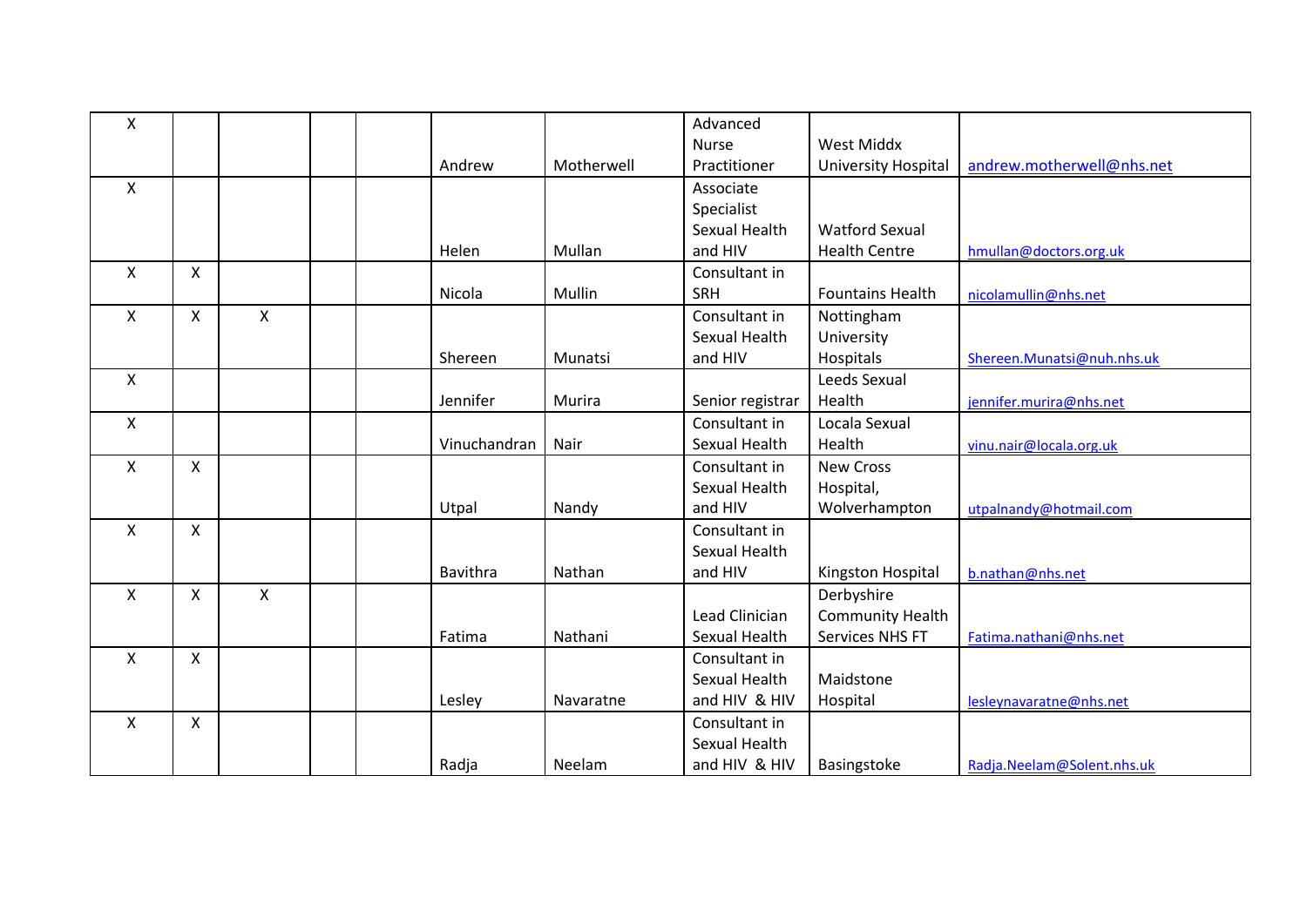| | | | | | | | | | |
|---|---|---|---|---|---|---|---|---|---|
| X | | | | | Andrew | Motherwell | Advanced Nurse Practitioner | West Middx University Hospital | andrew.motherwell@nhs.net |
| X | | | | | Helen | Mullan | Associate Specialist Sexual Health and HIV | Watford Sexual Health Centre | hmullan@doctors.org.uk |
| X | X | | | | Nicola | Mullin | Consultant in SRH | Fountains Health | nicolamullin@nhs.net |
| X | X | X | | | Shereen | Munatsi | Consultant in Sexual Health and HIV | Nottingham University Hospitals | Shereen.Munatsi@nuh.nhs.uk |
| X | | | | | Jennifer | Murira | Senior registrar | Leeds Sexual Health | jennifer.murira@nhs.net |
| X | | | | | Vinuchandran | Nair | Consultant in Sexual Health | Locala Sexual Health | vinu.nair@locala.org.uk |
| X | X | | | | Utpal | Nandy | Consultant in Sexual Health and HIV | New Cross Hospital, Wolverhampton | utpalnandy@hotmail.com |
| X | X | | | | Bavithra | Nathan | Consultant in Sexual Health and HIV | Kingston Hospital | b.nathan@nhs.net |
| X | X | X | | | Fatima | Nathani | Lead Clinician Sexual Health | Derbyshire Community Health Services NHS FT | Fatima.nathani@nhs.net |
| X | X | | | | Lesley | Navaratne | Consultant in Sexual Health and HIV & HIV | Maidstone Hospital | lesleynavaratne@nhs.net |
| X | X | | | | Radja | Neelam | Consultant in Sexual Health and HIV & HIV | Basingstoke | Radja.Neelam@Solent.nhs.uk |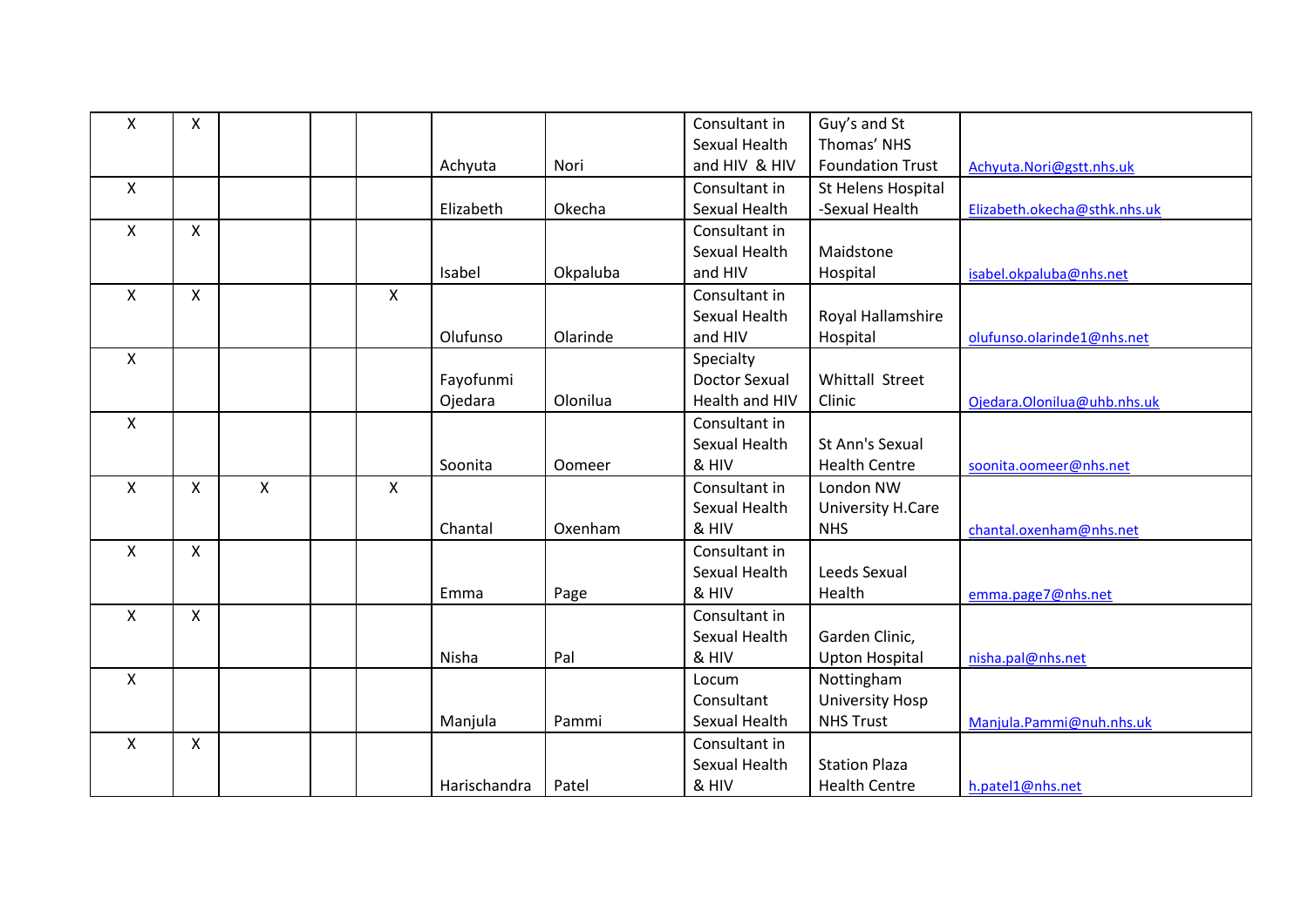| | | | | | | | | | |
|---|---|---|---|---|---|---|---|---|---|
| X | X | | | | Achyuta | Nori | Consultant in Sexual Health and HIV & HIV | Guy's and St Thomas' NHS Foundation Trust | Achyuta.Nori@gstt.nhs.uk |
| X | | | | | Elizabeth | Okecha | Consultant in Sexual Health | St Helens Hospital -Sexual Health | Elizabeth.okecha@sthk.nhs.uk |
| X | X | | | | Isabel | Okpaluba | Consultant in Sexual Health and HIV | Maidstone Hospital | isabel.okpaluba@nhs.net |
| X | X | | | X | Olufunso | Olarinde | Consultant in Sexual Health and HIV | Royal Hallamshire Hospital | olufunso.olarinde1@nhs.net |
| X | | | | | Fayofunmi Ojedara | Olonilua | Specialty Doctor Sexual Health and HIV | Whittall Street Clinic | Ojedara.Olonilua@uhb.nhs.uk |
| X | | | | | Soonita | Oomeer | Consultant in Sexual Health & HIV | St Ann's Sexual Health Centre | soonita.oomeer@nhs.net |
| X | X | X | | X | Chantal | Oxenham | Consultant in Sexual Health & HIV | London NW University H.Care NHS | chantal.oxenham@nhs.net |
| X | X | | | | Emma | Page | Consultant in Sexual Health & HIV | Leeds Sexual Health | emma.page7@nhs.net |
| X | X | | | | Nisha | Pal | Consultant in Sexual Health & HIV | Garden Clinic, Upton Hospital | nisha.pal@nhs.net |
| X | | | | | Manjula | Pammi | Locum Consultant Sexual Health | Nottingham University Hosp NHS Trust | Manjula.Pammi@nuh.nhs.uk |
| X | X | | | | Harischandra | Patel | Consultant in Sexual Health & HIV | Station Plaza Health Centre | h.patel1@nhs.net |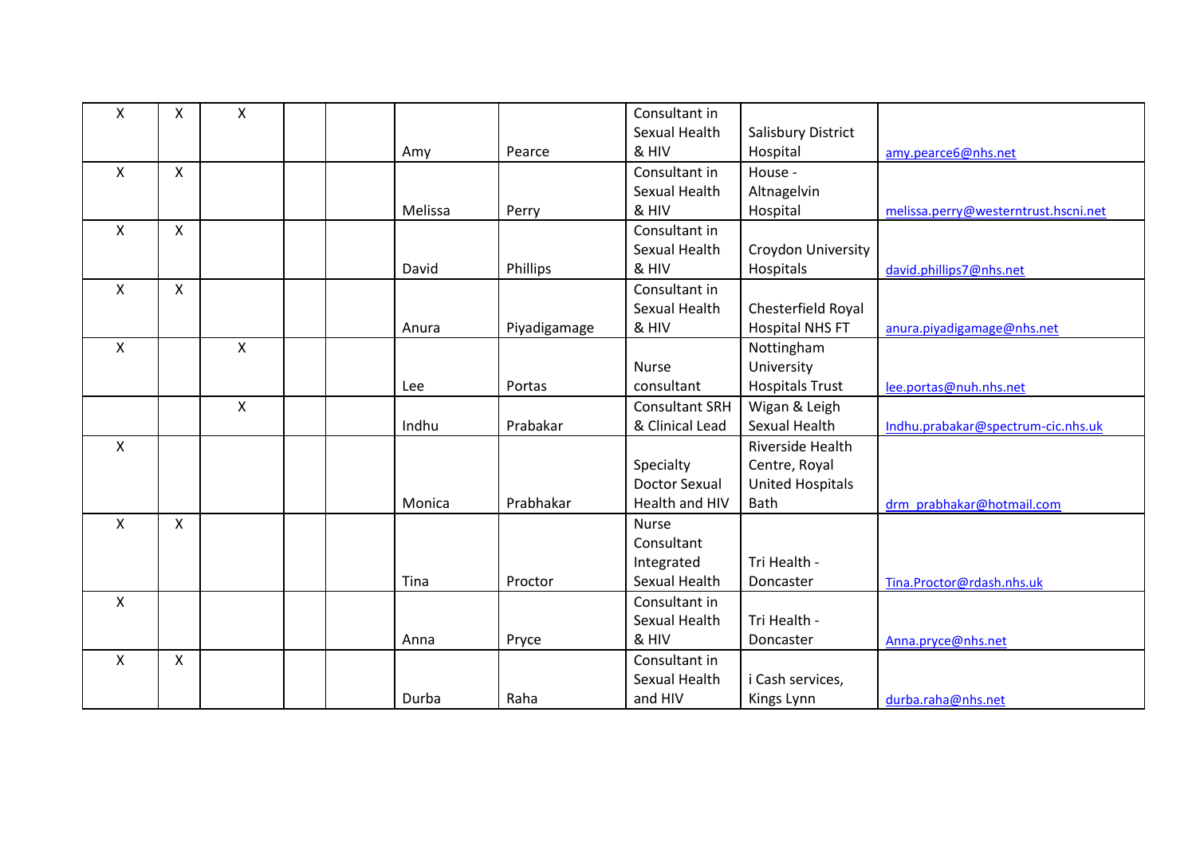| | | | | | | | | | |
|---|---|---|---|---|---|---|---|---|---|
| X | X | X | | | Amy | Pearce | Consultant in Sexual Health & HIV | Salisbury District Hospital | amy.pearce6@nhs.net |
| X | X | | | | Melissa | Perry | Consultant in Sexual Health & HIV | House - Altnagelvin Hospital | melissa.perry@westerntrust.hscni.net |
| X | X | | | | David | Phillips | Consultant in Sexual Health & HIV | Croydon University Hospitals | david.phillips7@nhs.net |
| X | X | | | | Anura | Piyadigamage | Consultant in Sexual Health & HIV | Chesterfield Royal Hospital NHS FT | anura.piyadigamage@nhs.net |
| X | | X | | | Lee | Portas | Nurse consultant | Nottingham University Hospitals Trust | lee.portas@nuh.nhs.net |
| | | X | | | Indhu | Prabakar | Consultant SRH & Clinical Lead | Wigan & Leigh Sexual Health | Indhu.prabakar@spectrum-cic.nhs.uk |
| X | | | | | Monica | Prabhakar | Specialty Doctor Sexual Health and HIV | Riverside Health Centre, Royal United Hospitals Bath | drm_prabhakar@hotmail.com |
| X | X | | | | Tina | Proctor | Nurse Consultant Integrated Sexual Health | Tri Health - Doncaster | Tina.Proctor@rdash.nhs.uk |
| X | | | | | Anna | Pryce | Consultant in Sexual Health & HIV | Tri Health - Doncaster | Anna.pryce@nhs.net |
| X | X | | | | Durba | Raha | Consultant in Sexual Health and HIV | i Cash services, Kings Lynn | durba.raha@nhs.net |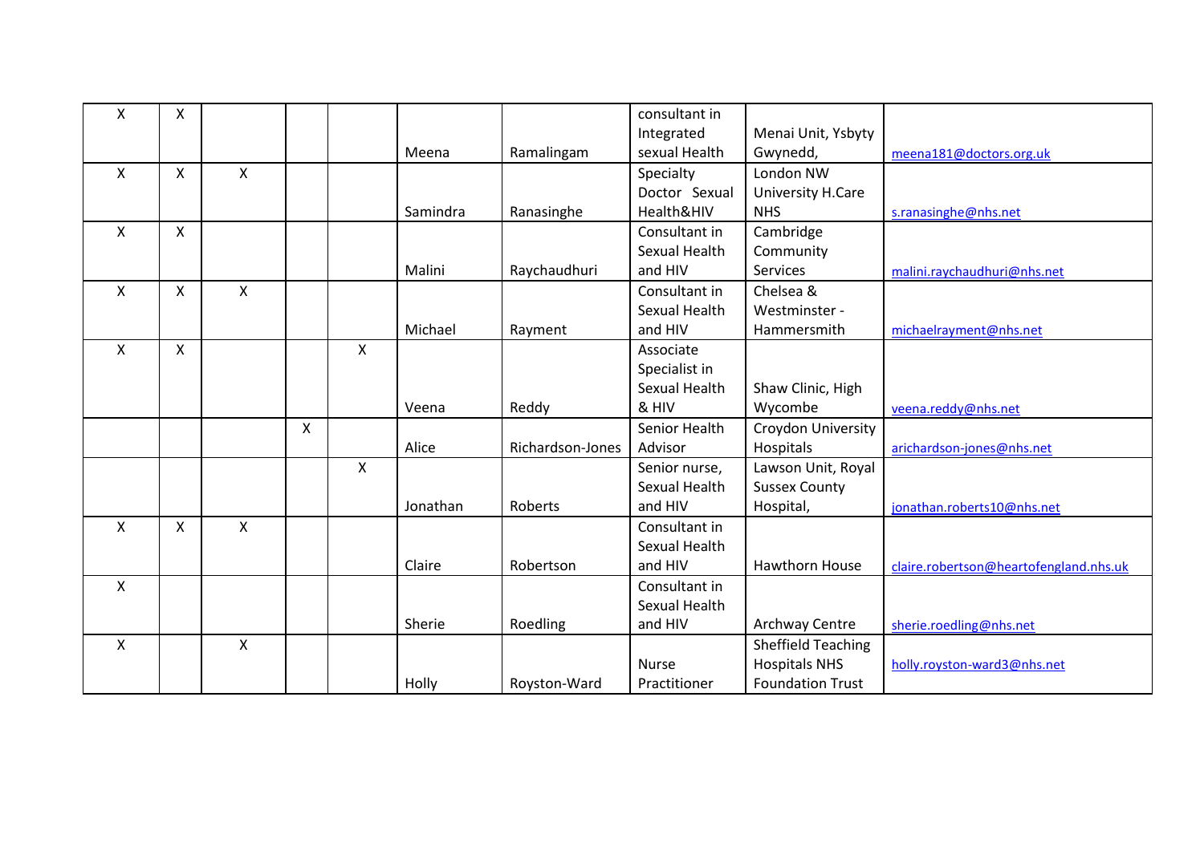| | | | | | | | | | |
|---|---|---|---|---|---|---|---|---|---|
| X | X | | | | Meena | Ramalingam | consultant in Integrated sexual Health | Menai Unit, Ysbyty Gwynedd, | meena181@doctors.org.uk |
| X | X | X | | | Samindra | Ranasinghe | Specialty Doctor Sexual Health&HIV | London NW University H.Care NHS | s.ranasinghe@nhs.net |
| X | X | | | | Malini | Raychaudhuri | Consultant in Sexual Health and HIV | Cambridge Community Services | malini.raychaudhuri@nhs.net |
| X | X | X | | | Michael | Rayment | Consultant in Sexual Health and HIV | Chelsea & Westminster - Hammersmith | michaelrayment@nhs.net |
| X | X | | | X | Veena | Reddy | Associate Specialist in Sexual Health & HIV | Shaw Clinic, High Wycombe | veena.reddy@nhs.net |
| | | | X | | Alice | Richardson-Jones | Senior Health Advisor | Croydon University Hospitals | arichardson-jones@nhs.net |
| | | | | X | Jonathan | Roberts | Senior nurse, Sexual Health and HIV | Lawson Unit, Royal Sussex County Hospital, | jonathan.roberts10@nhs.net |
| X | X | X | | | Claire | Robertson | Consultant in Sexual Health and HIV | Hawthorn House | claire.robertson@heartofengland.nhs.uk |
| X | | | | | Sherie | Roedling | Consultant in Sexual Health and HIV | Archway Centre | sherie.roedling@nhs.net |
| X | | X | | | Holly | Royston-Ward | Nurse Practitioner | Sheffield Teaching Hospitals NHS Foundation Trust | holly.royston-ward3@nhs.net |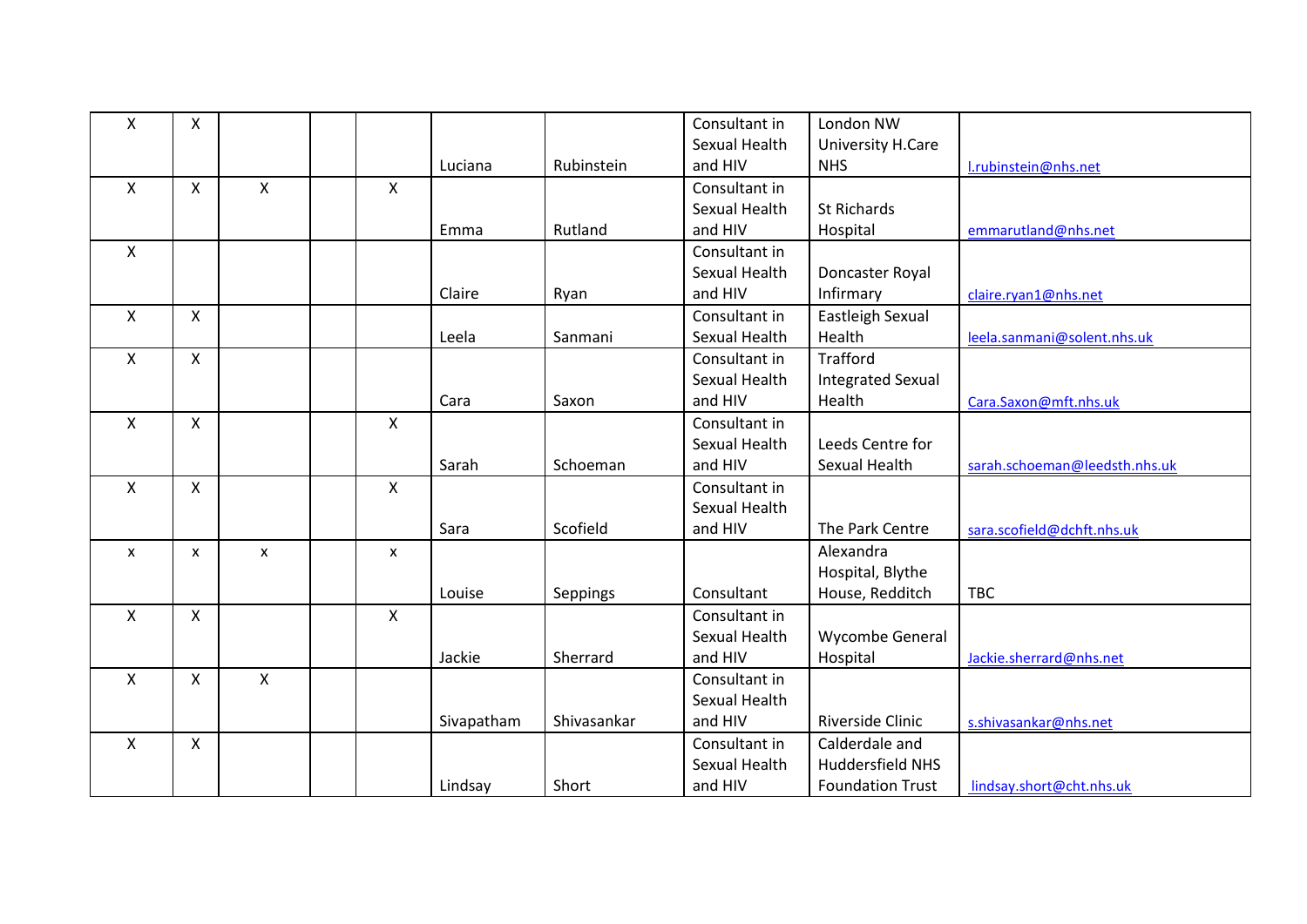| | | | | | | | | | |
|---|---|---|---|---|---|---|---|---|---|
| X | X | | | | Luciana | Rubinstein | Consultant in Sexual Health and HIV | London NW University H.Care NHS | l.rubinstein@nhs.net |
| X | X | X | | X | Emma | Rutland | Consultant in Sexual Health and HIV | St Richards Hospital | emmarutland@nhs.net |
| X | | | | | Claire | Ryan | Consultant in Sexual Health and HIV | Doncaster Royal Infirmary | claire.ryan1@nhs.net |
| X | X | | | | Leela | Sanmani | Consultant in Sexual Health | Eastleigh Sexual Health | leela.sanmani@solent.nhs.uk |
| X | X | | | | Cara | Saxon | Consultant in Sexual Health and HIV | Trafford Integrated Sexual Health | Cara.Saxon@mft.nhs.uk |
| X | X | | | X | Sarah | Schoeman | Consultant in Sexual Health and HIV | Leeds Centre for Sexual Health | sarah.schoeman@leedsth.nhs.uk |
| X | X | | | X | Sara | Scofield | Consultant in Sexual Health and HIV | The Park Centre | sara.scofield@dchft.nhs.uk |
| x | x | x | | x | Louise | Seppings | Consultant | Alexandra Hospital, Blythe House, Redditch | TBC |
| X | X | | | X | Jackie | Sherrard | Consultant in Sexual Health and HIV | Wycombe General Hospital | Jackie.sherrard@nhs.net |
| X | X | X | | | Sivapatham | Shivasankar | Consultant in Sexual Health and HIV | Riverside Clinic | s.shivasankar@nhs.net |
| X | X | | | | Lindsay | Short | Consultant in Sexual Health and HIV | Calderdale and Huddersfield NHS Foundation Trust | lindsay.short@cht.nhs.uk |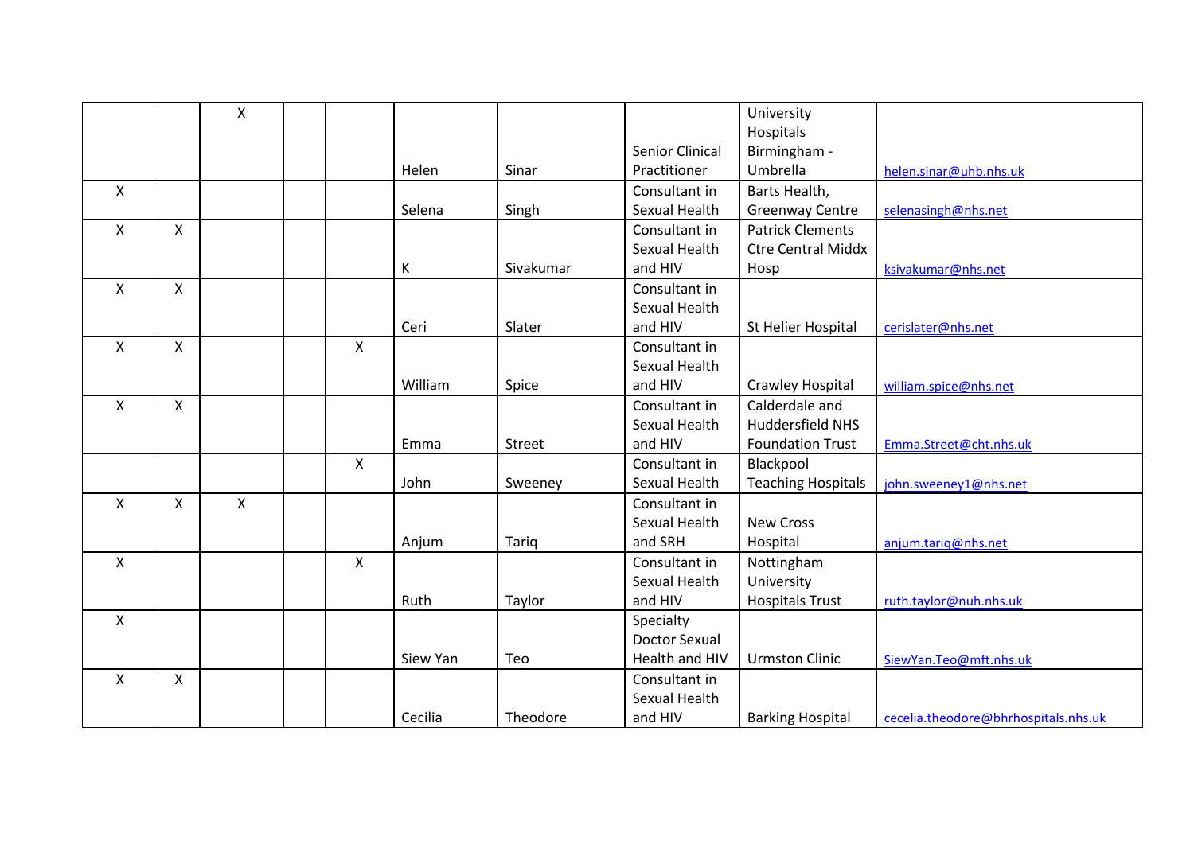| | | | | | | | | | |
|---|---|---|---|---|---|---|---|---|---|
| | | X | | | Helen | Sinar | Senior Clinical Practitioner | University Hospitals Birmingham - Umbrella | helen.sinar@uhb.nhs.uk |
| X | | | | | Selena | Singh | Consultant in Sexual Health | Barts Health, Greenway Centre | selenasingh@nhs.net |
| X | X | | | | K | Sivakumar | Consultant in Sexual Health and HIV | Patrick Clements Ctre Central Middx Hosp | ksivakumar@nhs.net |
| X | X | | | | Ceri | Slater | Consultant in Sexual Health and HIV | St Helier Hospital | cerislater@nhs.net |
| X | X | | | X | William | Spice | Consultant in Sexual Health and HIV | Crawley Hospital | william.spice@nhs.net |
| X | X | | | | Emma | Street | Consultant in Sexual Health and HIV | Calderdale and Huddersfield NHS Foundation Trust | Emma.Street@cht.nhs.uk |
| | | | | X | John | Sweeney | Consultant in Sexual Health | Blackpool Teaching Hospitals | john.sweeney1@nhs.net |
| X | X | X | | | Anjum | Tariq | Consultant in Sexual Health and SRH | New Cross Hospital | anjum.tariq@nhs.net |
| X | | | | X | Ruth | Taylor | Consultant in Sexual Health and HIV | Nottingham University Hospitals Trust | ruth.taylor@nuh.nhs.uk |
| X | | | | | Siew Yan | Teo | Specialty Doctor Sexual Health and HIV | Urmston Clinic | SiewYan.Teo@mft.nhs.uk |
| X | X | | | | Cecilia | Theodore | Consultant in Sexual Health and HIV | Barking Hospital | cecelia.theodore@bhrhospitals.nhs.uk |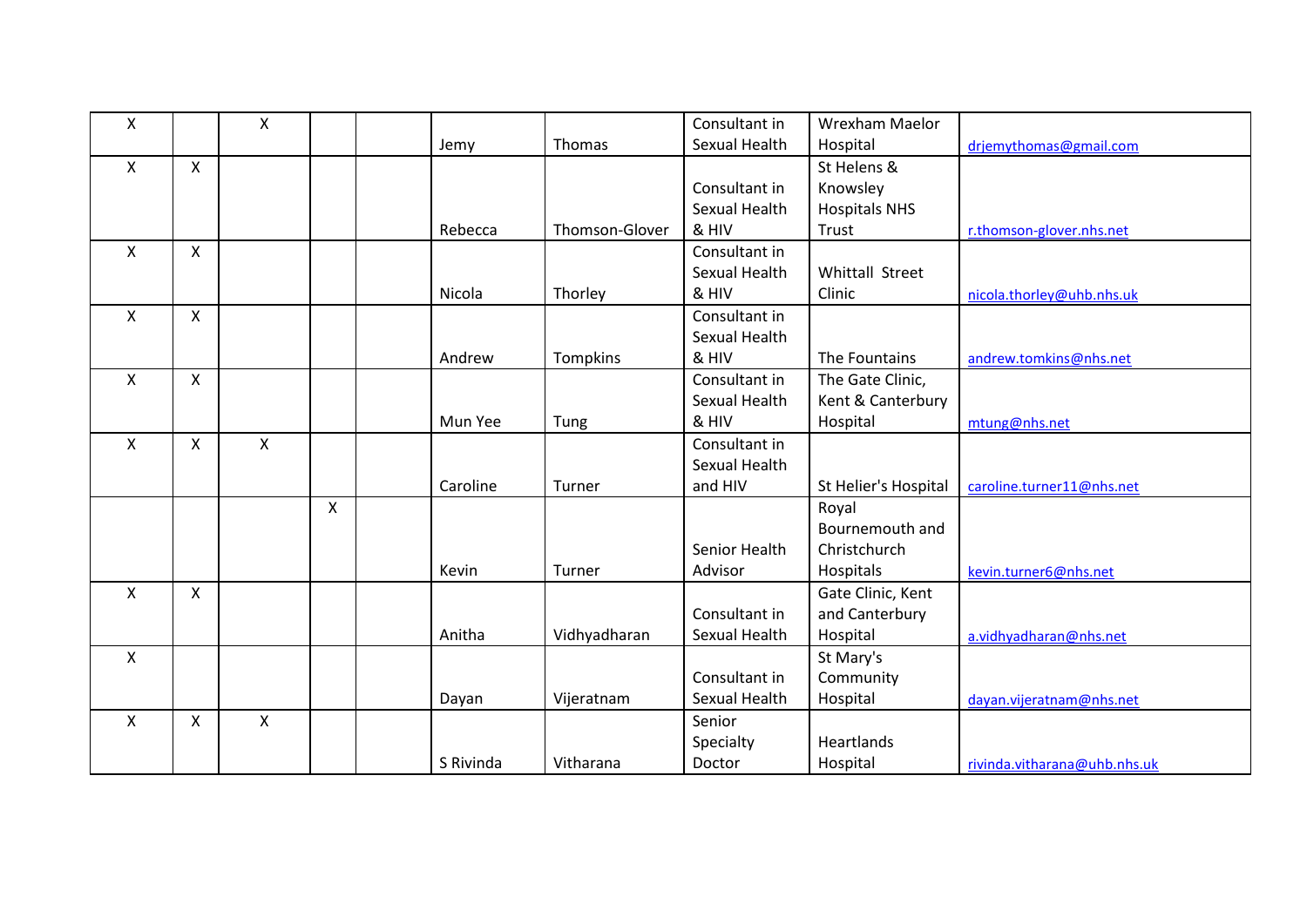| | | | | | | | | | |
|---|---|---|---|---|---|---|---|---|---|
| X | | X | | | Jemy | Thomas | Consultant in Sexual Health | Wrexham Maelor Hospital | drjemythomas@gmail.com |
| X | X | | | | Rebecca | Thomson-Glover | Consultant in Sexual Health & HIV | St Helens & Knowsley Hospitals NHS Trust | r.thomson-glover.nhs.net |
| X | X | | | | Nicola | Thorley | Consultant in Sexual Health & HIV | Whittall Street Clinic | nicola.thorley@uhb.nhs.uk |
| X | X | | | | Andrew | Tompkins | Consultant in Sexual Health & HIV | The Fountains | andrew.tomkins@nhs.net |
| X | X | | | | Mun Yee | Tung | Consultant in Sexual Health & HIV | The Gate Clinic, Kent & Canterbury Hospital | mtung@nhs.net |
| X | X | X | | | Caroline | Turner | Consultant in Sexual Health and HIV | St Helier's Hospital | caroline.turner11@nhs.net |
| | | | X | | Kevin | Turner | Senior Health Advisor | Royal Bournemouth and Christchurch Hospitals | kevin.turner6@nhs.net |
| X | X | | | | Anitha | Vidhyadharan | Consultant in Sexual Health | Gate Clinic, Kent and Canterbury Hospital | a.vidhyadharan@nhs.net |
| X | | | | | Dayan | Vijeratnam | Consultant in Sexual Health | St Mary's Community Hospital | dayan.vijeratnam@nhs.net |
| X | X | X | | | S Rivinda | Vitharana | Senior Specialty Doctor | Heartlands Hospital | rivinda.vitharana@uhb.nhs.uk |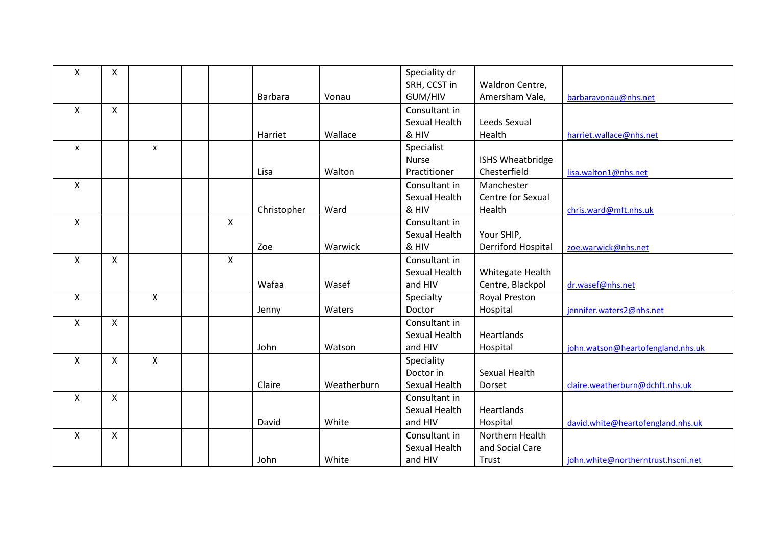| | | | | | | | | | |
|---|---|---|---|---|---|---|---|---|---|
| X | X | | | | Barbara | Vonau | Speciality dr SRH, CCST in GUM/HIV | Waldron Centre, Amersham Vale, | barbaravonau@nhs.net |
| X | X | | | | Harriet | Wallace | Consultant in Sexual Health & HIV | Leeds Sexual Health | harriet.wallace@nhs.net |
| x | | x | | | Lisa | Walton | Specialist Nurse Practitioner | ISHS Wheatbridge Chesterfield | lisa.walton1@nhs.net |
| X | | | | | Christopher | Ward | Consultant in Sexual Health & HIV | Manchester Centre for Sexual Health | chris.ward@mft.nhs.uk |
| X | | | | X | Zoe | Warwick | Consultant in Sexual Health & HIV | Your SHIP, Derriford Hospital | zoe.warwick@nhs.net |
| X | X | | | X | Wafaa | Wasef | Consultant in Sexual Health and HIV | Whitegate Health Centre, Blackpol | dr.wasef@nhs.net |
| X | | X | | | Jenny | Waters | Specialty Doctor | Royal Preston Hospital | jennifer.waters2@nhs.net |
| X | X | | | | John | Watson | Consultant in Sexual Health and HIV | Heartlands Hospital | john.watson@heartofengland.nhs.uk |
| X | X | X | | | Claire | Weatherburn | Speciality Doctor in Sexual Health | Sexual Health Dorset | claire.weatherburn@dchft.nhs.uk |
| X | X | | | | David | White | Consultant in Sexual Health and HIV | Heartlands Hospital | david.white@heartofengland.nhs.uk |
| X | X | | | | John | White | Consultant in Sexual Health and HIV | Northern Health and Social Care Trust | john.white@northerntrust.hscni.net |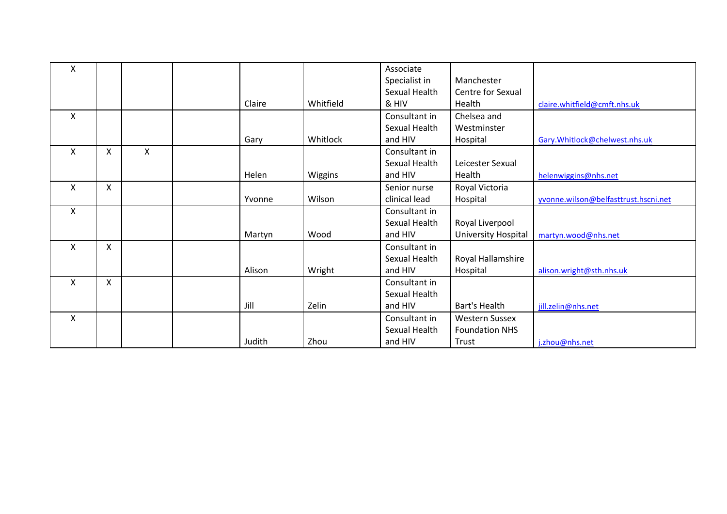| | | | | | | | | | |
|---|---|---|---|---|---|---|---|---|---|
| X | | | | | Claire | Whitfield | Associate Specialist in Sexual Health & HIV | Manchester Centre for Sexual Health | claire.whitfield@cmft.nhs.uk |
| X | | | | | Gary | Whitlock | Consultant in Sexual Health and HIV | Chelsea and Westminster Hospital | Gary.Whitlock@chelwest.nhs.uk |
| X | X | X | | | Helen | Wiggins | Consultant in Sexual Health and HIV | Leicester Sexual Health | helenwiggins@nhs.net |
| X | X | | | | Yvonne | Wilson | Senior nurse clinical lead | Royal Victoria Hospital | yvonne.wilson@belfasttrust.hscni.net |
| X | | | | | Martyn | Wood | Consultant in Sexual Health and HIV | Royal Liverpool University Hospital | martyn.wood@nhs.net |
| X | X | | | | Alison | Wright | Consultant in Sexual Health and HIV | Royal Hallamshire Hospital | alison.wright@sth.nhs.uk |
| X | X | | | | Jill | Zelin | Consultant in Sexual Health and HIV | Bart's Health | jill.zelin@nhs.net |
| X | | | | | Judith | Zhou | Consultant in Sexual Health and HIV | Western Sussex Foundation NHS Trust | j.zhou@nhs.net |